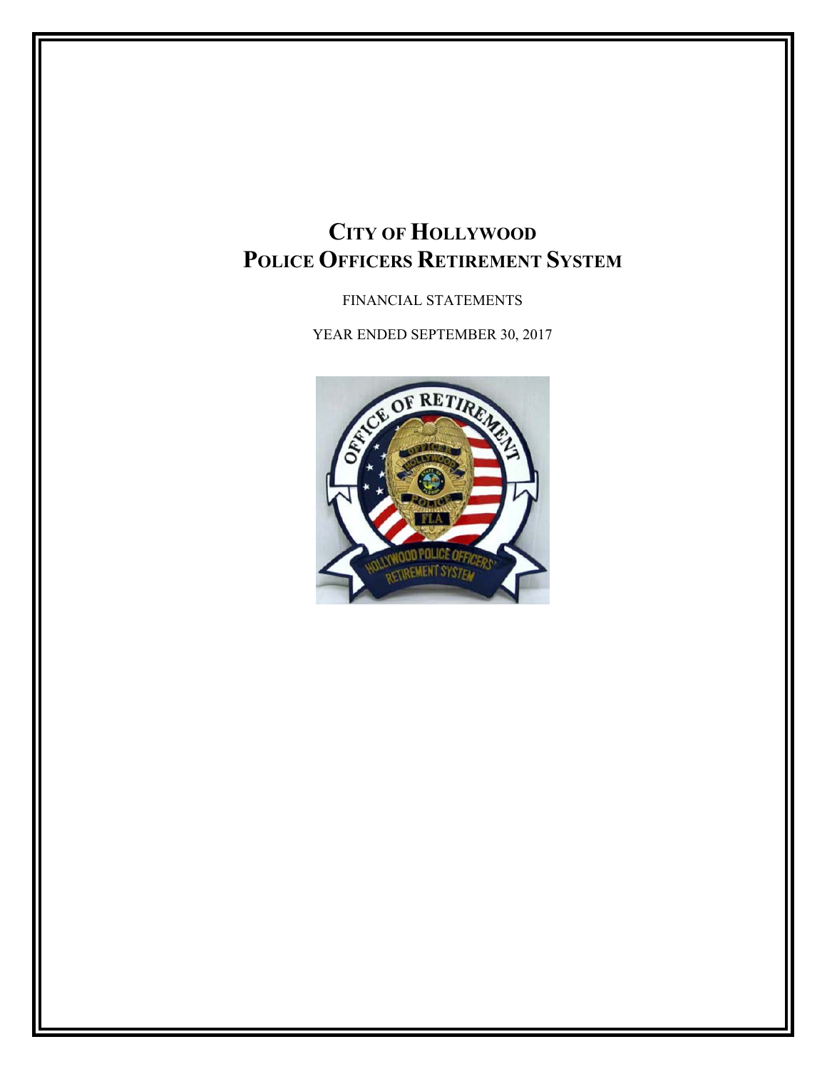# CITY OF HOLLYWOOD
# POLICE OFFICERS RETIREMENT SYSTEM

FINANCIAL STATEMENTS

YEAR ENDED SEPTEMBER 30, 2017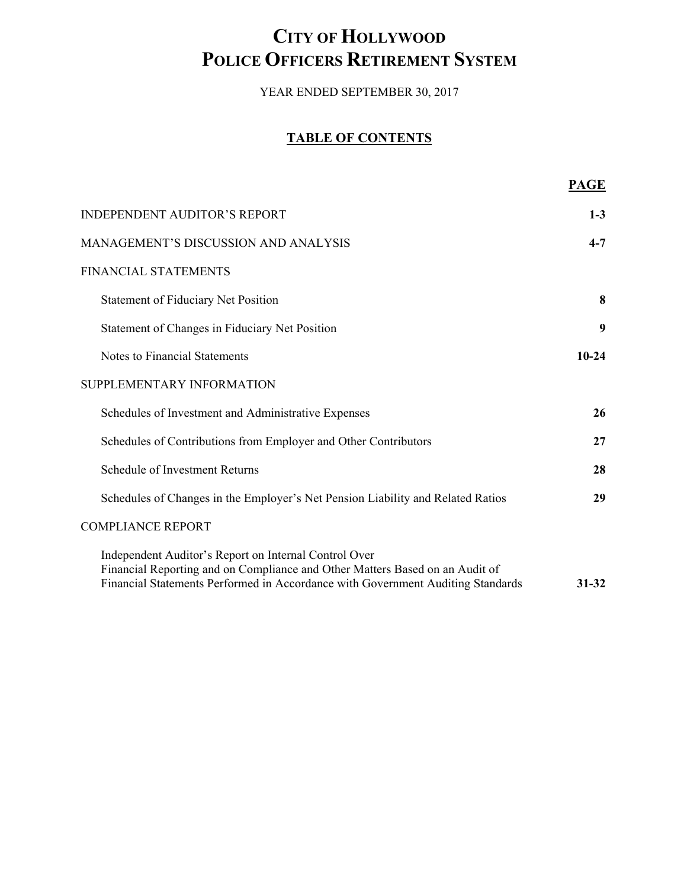# City of Hollywood
# Police Officers Retirement System

YEAR ENDED SEPTEMBER 30, 2017

## TABLE OF CONTENTS

| | PAGE |
|---|---|
| INDEPENDENT AUDITOR'S REPORT | 1-3 |
| MANAGEMENT'S DISCUSSION AND ANALYSIS | 4-7 |
| FINANCIAL STATEMENTS | |
| Statement of Fiduciary Net Position | 8 |
| Statement of Changes in Fiduciary Net Position | 9 |
| Notes to Financial Statements | 10-24 |
| SUPPLEMENTARY INFORMATION | |
| Schedules of Investment and Administrative Expenses | 26 |
| Schedules of Contributions from Employer and Other Contributors | 27 |
| Schedule of Investment Returns | 28 |
| Schedules of Changes in the Employer's Net Pension Liability and Related Ratios | 29 |
| COMPLIANCE REPORT | |
| Independent Auditor's Report on Internal Control Over Financial Reporting and on Compliance and Other Matters Based on an Audit of Financial Statements Performed in Accordance with Government Auditing Standards | 31-32 |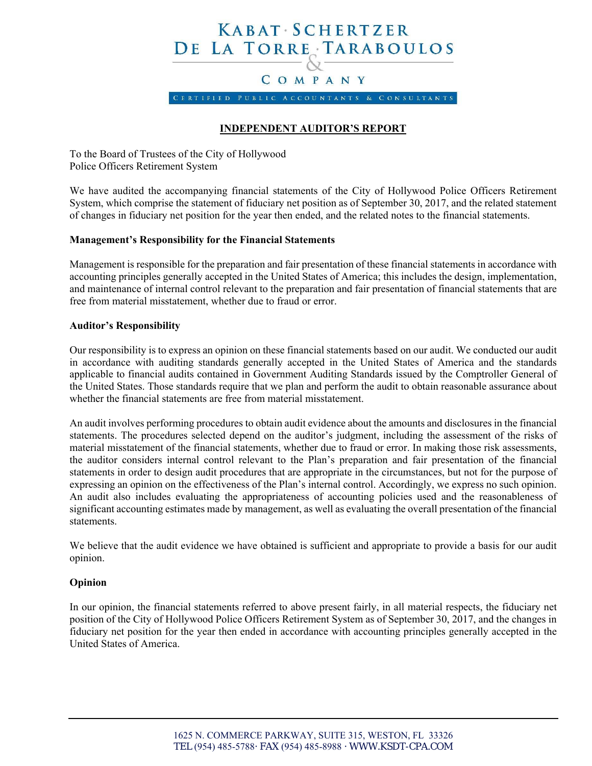KABAT · SCHERTZER
DE LA TORRE · TARABOULOS
&
COMPANY

CERTIFIED PUBLIC ACCOUNTANTS & CONSULTANTS

## INDEPENDENT AUDITOR'S REPORT

To the Board of Trustees of the City of Hollywood
Police Officers Retirement System

We have audited the accompanying financial statements of the City of Hollywood Police Officers Retirement System, which comprise the statement of fiduciary net position as of September 30, 2017, and the related statement of changes in fiduciary net position for the year then ended, and the related notes to the financial statements.

### Management's Responsibility for the Financial Statements

Management is responsible for the preparation and fair presentation of these financial statements in accordance with accounting principles generally accepted in the United States of America; this includes the design, implementation, and maintenance of internal control relevant to the preparation and fair presentation of financial statements that are free from material misstatement, whether due to fraud or error.

### Auditor's Responsibility

Our responsibility is to express an opinion on these financial statements based on our audit. We conducted our audit in accordance with auditing standards generally accepted in the United States of America and the standards applicable to financial audits contained in Government Auditing Standards issued by the Comptroller General of the United States. Those standards require that we plan and perform the audit to obtain reasonable assurance about whether the financial statements are free from material misstatement.

An audit involves performing procedures to obtain audit evidence about the amounts and disclosures in the financial statements. The procedures selected depend on the auditor's judgment, including the assessment of the risks of material misstatement of the financial statements, whether due to fraud or error. In making those risk assessments, the auditor considers internal control relevant to the Plan's preparation and fair presentation of the financial statements in order to design audit procedures that are appropriate in the circumstances, but not for the purpose of expressing an opinion on the effectiveness of the Plan's internal control. Accordingly, we express no such opinion. An audit also includes evaluating the appropriateness of accounting policies used and the reasonableness of significant accounting estimates made by management, as well as evaluating the overall presentation of the financial statements.

We believe that the audit evidence we have obtained is sufficient and appropriate to provide a basis for our audit opinion.

### Opinion

In our opinion, the financial statements referred to above present fairly, in all material respects, the fiduciary net position of the City of Hollywood Police Officers Retirement System as of September 30, 2017, and the changes in fiduciary net position for the year then ended in accordance with accounting principles generally accepted in the United States of America.

1625 N. COMMERCE PARKWAY, SUITE 315, WESTON, FL 33326
TEL (954) 485-5788· FAX (954) 485-8988 · WWW.KSDT-CPA.COM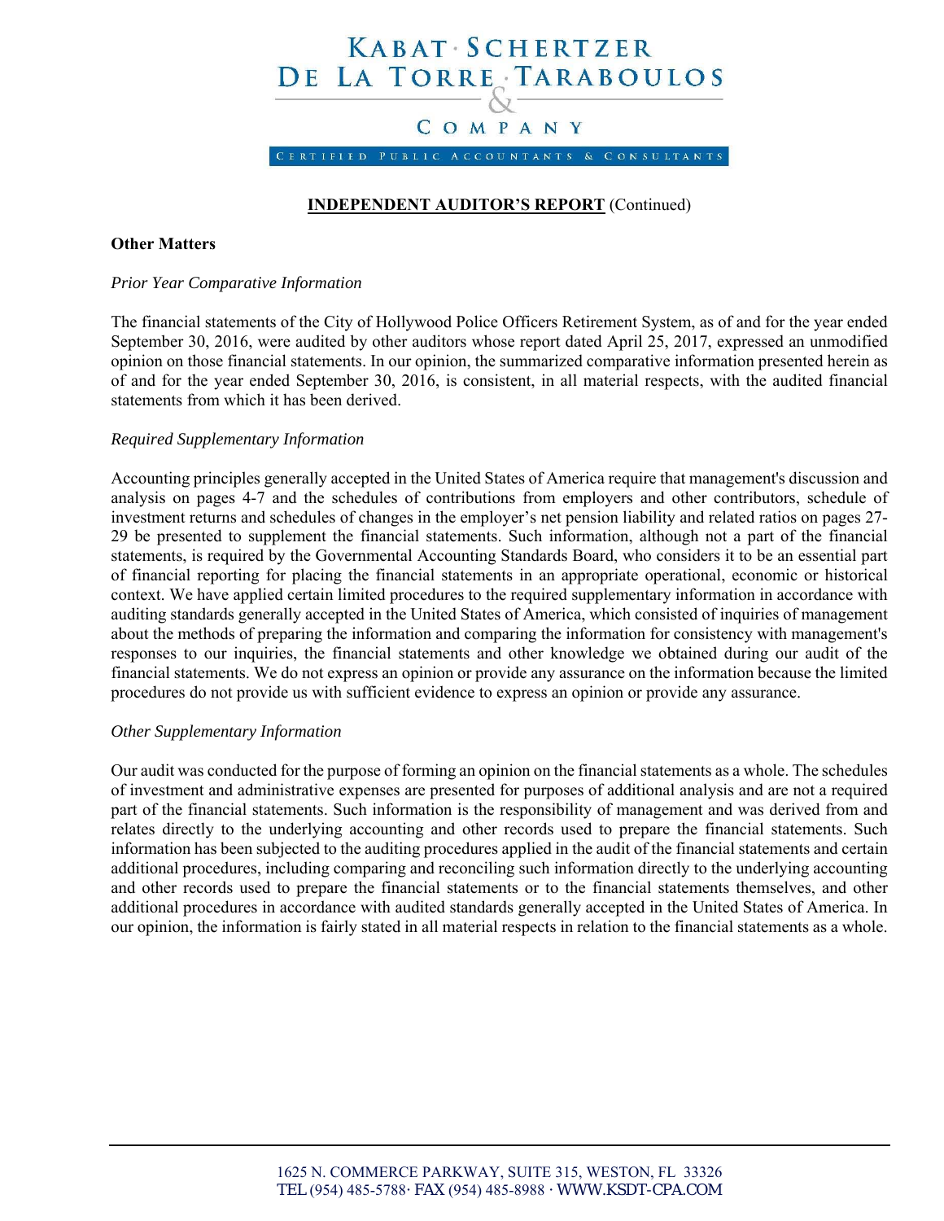**INDEPENDENT AUDITOR'S REPORT** (Continued)

**Other Matters**

*Prior Year Comparative Information*

The financial statements of the City of Hollywood Police Officers Retirement System, as of and for the year ended September 30, 2016, were audited by other auditors whose report dated April 25, 2017, expressed an unmodified opinion on those financial statements. In our opinion, the summarized comparative information presented herein as of and for the year ended September 30, 2016, is consistent, in all material respects, with the audited financial statements from which it has been derived.

*Required Supplementary Information*

Accounting principles generally accepted in the United States of America require that management's discussion and analysis on pages 4-7 and the schedules of contributions from employers and other contributors, schedule of investment returns and schedules of changes in the employer's net pension liability and related ratios on pages 27-29 be presented to supplement the financial statements. Such information, although not a part of the financial statements, is required by the Governmental Accounting Standards Board, who considers it to be an essential part of financial reporting for placing the financial statements in an appropriate operational, economic or historical context. We have applied certain limited procedures to the required supplementary information in accordance with auditing standards generally accepted in the United States of America, which consisted of inquiries of management about the methods of preparing the information and comparing the information for consistency with management's responses to our inquiries, the financial statements and other knowledge we obtained during our audit of the financial statements. We do not express an opinion or provide any assurance on the information because the limited procedures do not provide us with sufficient evidence to express an opinion or provide any assurance.

*Other Supplementary Information*

Our audit was conducted for the purpose of forming an opinion on the financial statements as a whole. The schedules of investment and administrative expenses are presented for purposes of additional analysis and are not a required part of the financial statements. Such information is the responsibility of management and was derived from and relates directly to the underlying accounting and other records used to prepare the financial statements. Such information has been subjected to the auditing procedures applied in the audit of the financial statements and certain additional procedures, including comparing and reconciling such information directly to the underlying accounting and other records used to prepare the financial statements or to the financial statements themselves, and other additional procedures in accordance with audited standards generally accepted in the United States of America. In our opinion, the information is fairly stated in all material respects in relation to the financial statements as a whole.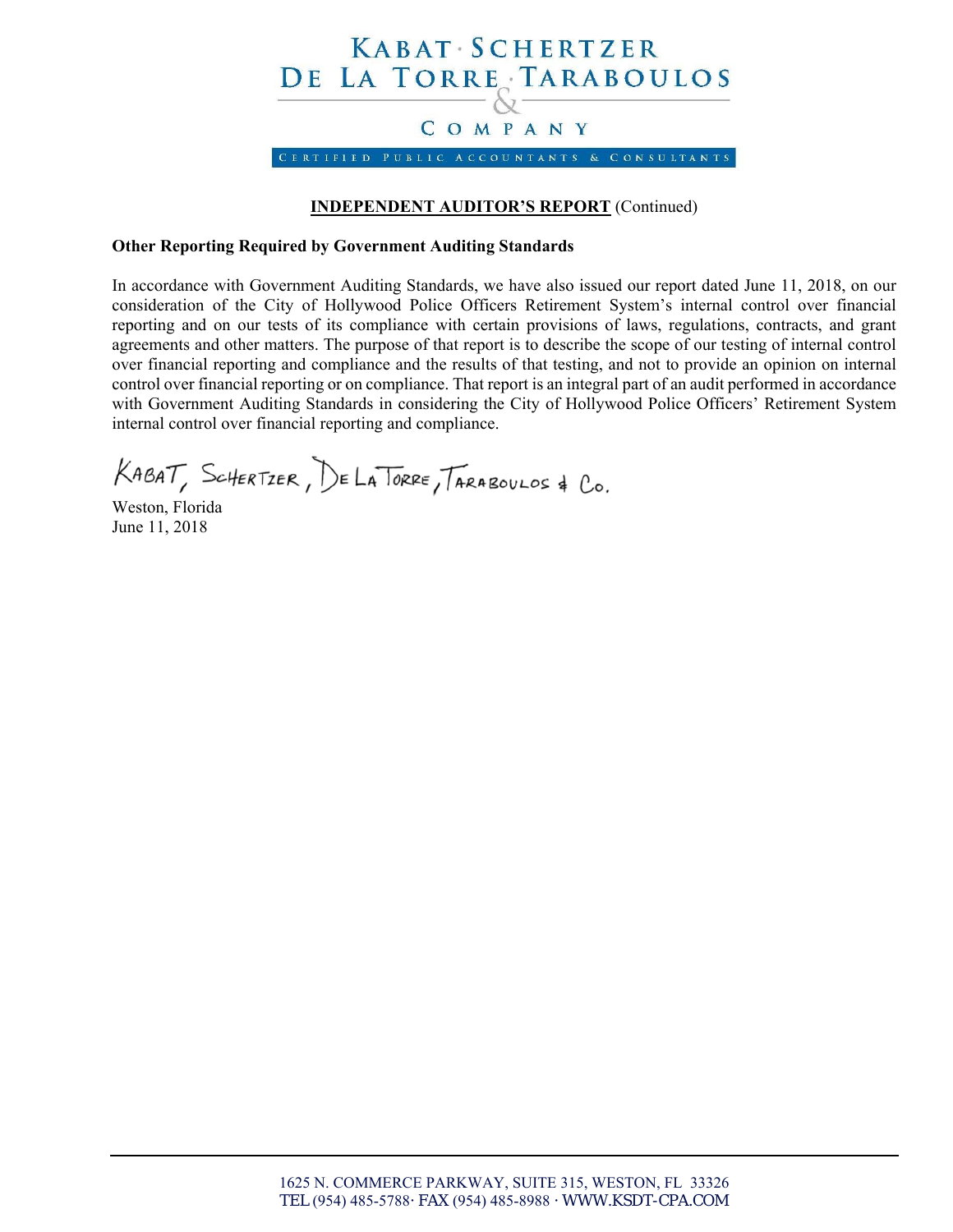# KABAT · SCHERTZER DE LA TORRE · TARABOULOS & COMPANY

CERTIFIED PUBLIC ACCOUNTANTS & CONSULTANTS

**INDEPENDENT AUDITOR'S REPORT** (Continued)

**Other Reporting Required by Government Auditing Standards**

In accordance with Government Auditing Standards, we have also issued our report dated June 11, 2018, on our consideration of the City of Hollywood Police Officers Retirement System's internal control over financial reporting and on our tests of its compliance with certain provisions of laws, regulations, contracts, and grant agreements and other matters. The purpose of that report is to describe the scope of our testing of internal control over financial reporting and compliance and the results of that testing, and not to provide an opinion on internal control over financial reporting or on compliance. That report is an integral part of an audit performed in accordance with Government Auditing Standards in considering the City of Hollywood Police Officers' Retirement System internal control over financial reporting and compliance.

Kabat, Schertzer, De La Torre, Taraboulos & Co.

Weston, Florida
June 11, 2018

1625 N. COMMERCE PARKWAY, SUITE 315, WESTON, FL 33326
TEL (954) 485-5788 · FAX (954) 485-8988 · WWW.KSDT-CPA.COM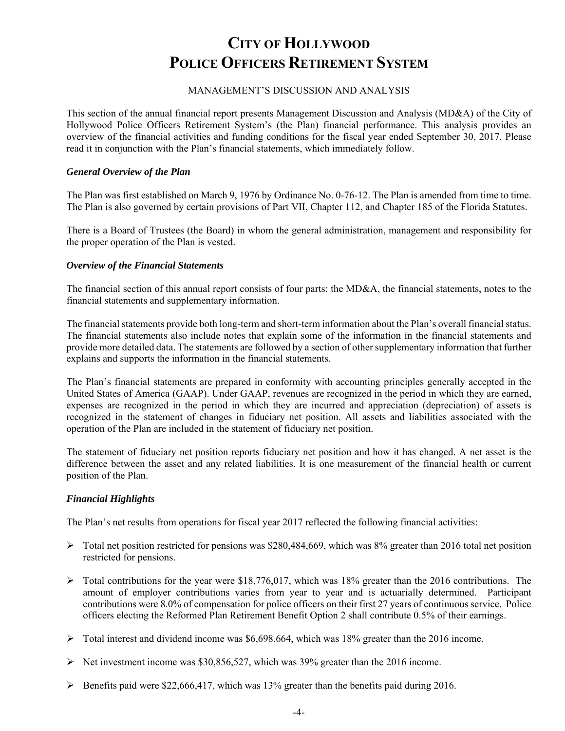# City of Hollywood
# Police Officers Retirement System

MANAGEMENT'S DISCUSSION AND ANALYSIS

This section of the annual financial report presents Management Discussion and Analysis (MD&A) of the City of Hollywood Police Officers Retirement System's (the Plan) financial performance. This analysis provides an overview of the financial activities and funding conditions for the fiscal year ended September 30, 2017. Please read it in conjunction with the Plan's financial statements, which immediately follow.

### *General Overview of the Plan*

The Plan was first established on March 9, 1976 by Ordinance No. 0-76-12. The Plan is amended from time to time. The Plan is also governed by certain provisions of Part VII, Chapter 112, and Chapter 185 of the Florida Statutes.

There is a Board of Trustees (the Board) in whom the general administration, management and responsibility for the proper operation of the Plan is vested.

### *Overview of the Financial Statements*

The financial section of this annual report consists of four parts: the MD&A, the financial statements, notes to the financial statements and supplementary information.

The financial statements provide both long-term and short-term information about the Plan's overall financial status. The financial statements also include notes that explain some of the information in the financial statements and provide more detailed data. The statements are followed by a section of other supplementary information that further explains and supports the information in the financial statements.

The Plan's financial statements are prepared in conformity with accounting principles generally accepted in the United States of America (GAAP). Under GAAP, revenues are recognized in the period in which they are earned, expenses are recognized in the period in which they are incurred and appreciation (depreciation) of assets is recognized in the statement of changes in fiduciary net position. All assets and liabilities associated with the operation of the Plan are included in the statement of fiduciary net position.

The statement of fiduciary net position reports fiduciary net position and how it has changed. A net asset is the difference between the asset and any related liabilities. It is one measurement of the financial health or current position of the Plan.

### *Financial Highlights*

The Plan's net results from operations for fiscal year 2017 reflected the following financial activities:

- Total net position restricted for pensions was $280,484,669, which was 8% greater than 2016 total net position restricted for pensions.
- Total contributions for the year were $18,776,017, which was 18% greater than the 2016 contributions. The amount of employer contributions varies from year to year and is actuarially determined. Participant contributions were 8.0% of compensation for police officers on their first 27 years of continuous service. Police officers electing the Reformed Plan Retirement Benefit Option 2 shall contribute 0.5% of their earnings.
- Total interest and dividend income was $6,698,664, which was 18% greater than the 2016 income.
- Net investment income was $30,856,527, which was 39% greater than the 2016 income.
- Benefits paid were $22,666,417, which was 13% greater than the benefits paid during 2016.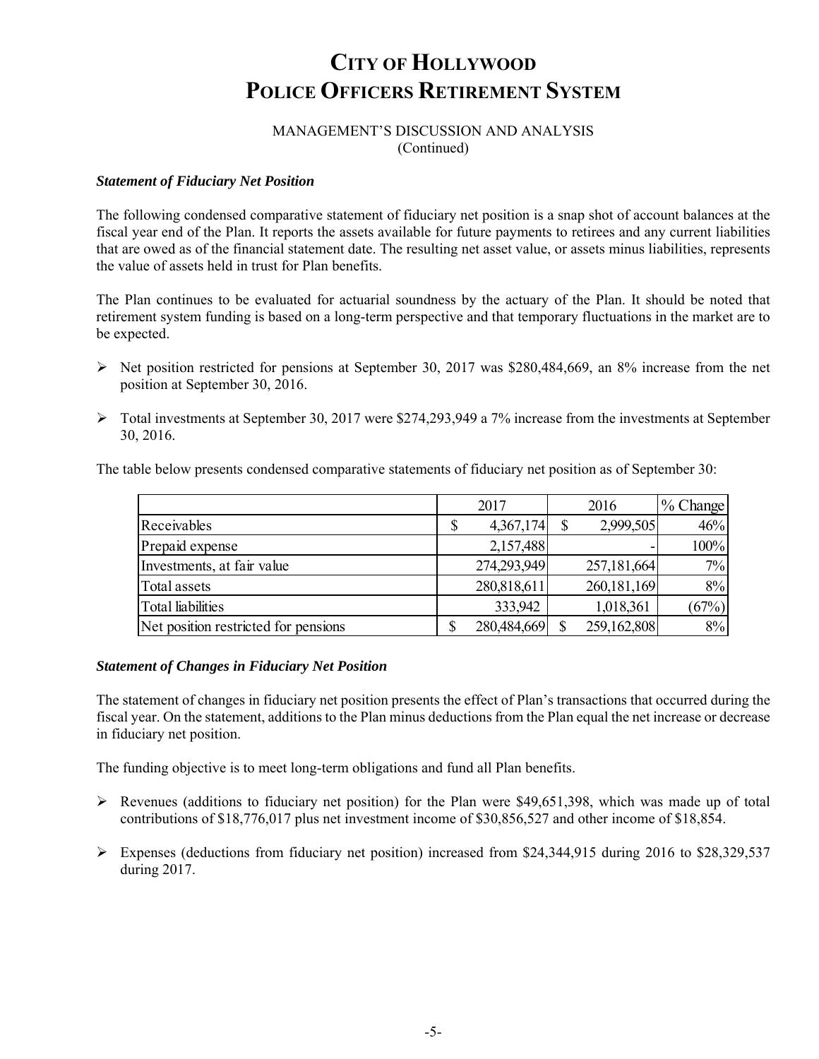# CITY OF HOLLYWOOD
# POLICE OFFICERS RETIREMENT SYSTEM

MANAGEMENT'S DISCUSSION AND ANALYSIS
(Continued)

***Statement of Fiduciary Net Position***

The following condensed comparative statement of fiduciary net position is a snap shot of account balances at the fiscal year end of the Plan. It reports the assets available for future payments to retirees and any current liabilities that are owed as of the financial statement date. The resulting net asset value, or assets minus liabilities, represents the value of assets held in trust for Plan benefits.

The Plan continues to be evaluated for actuarial soundness by the actuary of the Plan. It should be noted that retirement system funding is based on a long-term perspective and that temporary fluctuations in the market are to be expected.

- Net position restricted for pensions at September 30, 2017 was $280,484,669, an 8% increase from the net position at September 30, 2016.
- Total investments at September 30, 2017 were $274,293,949 a 7% increase from the investments at September 30, 2016.

The table below presents condensed comparative statements of fiduciary net position as of September 30:

| | 2017 | 2016 | % Change |
|---|---|---|---|
| Receivables | $ 4,367,174 | $ 2,999,505 | 46% |
| Prepaid expense | 2,157,488 | - | 100% |
| Investments, at fair value | 274,293,949 | 257,181,664 | 7% |
| Total assets | 280,818,611 | 260,181,169 | 8% |
| Total liabilities | 333,942 | 1,018,361 | (67%) |
| Net position restricted for pensions | $ 280,484,669 | $ 259,162,808 | 8% |

***Statement of Changes in Fiduciary Net Position***

The statement of changes in fiduciary net position presents the effect of Plan's transactions that occurred during the fiscal year. On the statement, additions to the Plan minus deductions from the Plan equal the net increase or decrease in fiduciary net position.

The funding objective is to meet long-term obligations and fund all Plan benefits.

- Revenues (additions to fiduciary net position) for the Plan were $49,651,398, which was made up of total contributions of $18,776,017 plus net investment income of $30,856,527 and other income of $18,854.
- Expenses (deductions from fiduciary net position) increased from $24,344,915 during 2016 to $28,329,537 during 2017.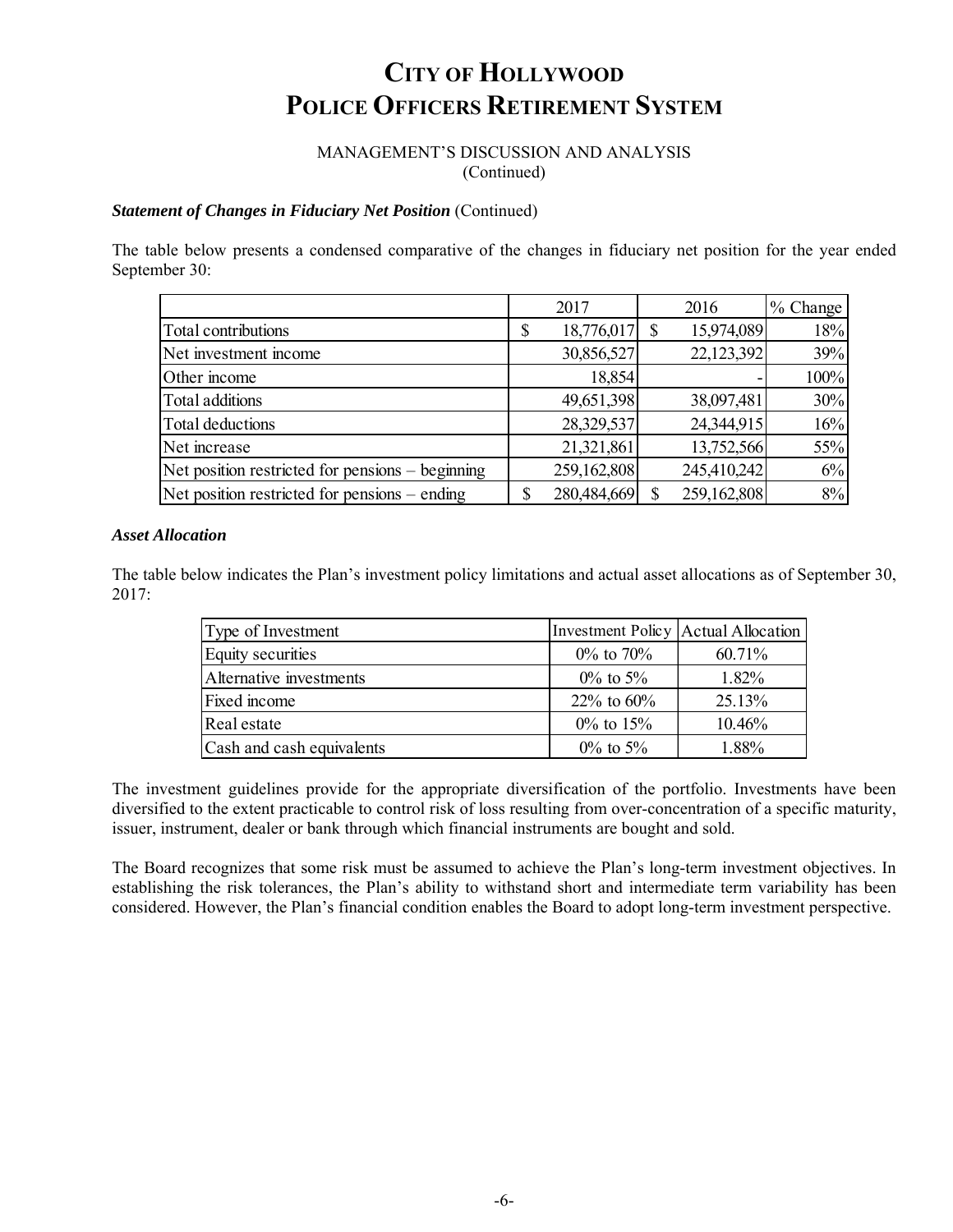# City of Hollywood
# Police Officers Retirement System

MANAGEMENT'S DISCUSSION AND ANALYSIS
(Continued)

***Statement of Changes in Fiduciary Net Position*** (Continued)

The table below presents a condensed comparative of the changes in fiduciary net position for the year ended September 30:

| | 2017 | 2016 | % Change |
|---|---|---|---|
| Total contributions | $ 18,776,017 | $ 15,974,089 | 18% |
| Net investment income | 30,856,527 | 22,123,392 | 39% |
| Other income | 18,854 | - | 100% |
| Total additions | 49,651,398 | 38,097,481 | 30% |
| Total deductions | 28,329,537 | 24,344,915 | 16% |
| Net increase | 21,321,861 | 13,752,566 | 55% |
| Net position restricted for pensions – beginning | 259,162,808 | 245,410,242 | 6% |
| Net position restricted for pensions – ending | $ 280,484,669 | $ 259,162,808 | 8% |

***Asset Allocation***

The table below indicates the Plan's investment policy limitations and actual asset allocations as of September 30, 2017:

| Type of Investment | Investment Policy | Actual Allocation |
|---|---|---|
| Equity securities | 0% to 70% | 60.71% |
| Alternative investments | 0% to 5% | 1.82% |
| Fixed income | 22% to 60% | 25.13% |
| Real estate | 0% to 15% | 10.46% |
| Cash and cash equivalents | 0% to 5% | 1.88% |

The investment guidelines provide for the appropriate diversification of the portfolio. Investments have been diversified to the extent practicable to control risk of loss resulting from over-concentration of a specific maturity, issuer, instrument, dealer or bank through which financial instruments are bought and sold.

The Board recognizes that some risk must be assumed to achieve the Plan's long-term investment objectives. In establishing the risk tolerances, the Plan's ability to withstand short and intermediate term variability has been considered. However, the Plan's financial condition enables the Board to adopt long-term investment perspective.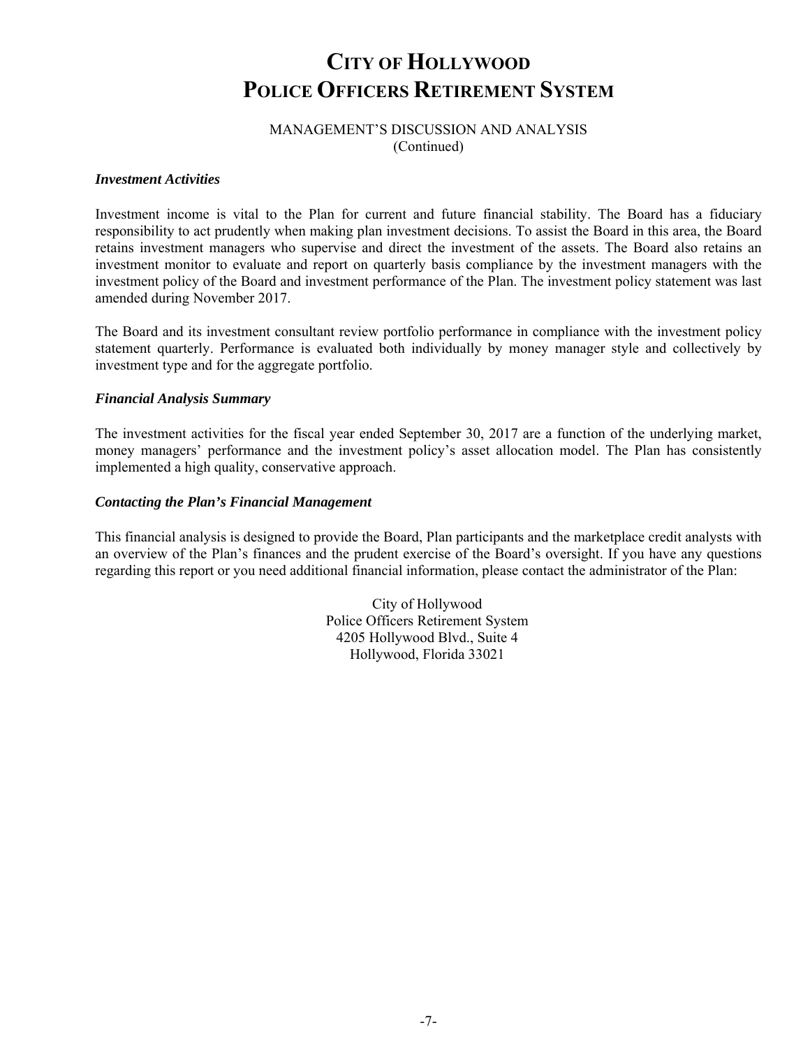# CITY OF HOLLYWOOD
# POLICE OFFICERS RETIREMENT SYSTEM

MANAGEMENT'S DISCUSSION AND ANALYSIS
(Continued)

***Investment Activities***

Investment income is vital to the Plan for current and future financial stability. The Board has a fiduciary responsibility to act prudently when making plan investment decisions. To assist the Board in this area, the Board retains investment managers who supervise and direct the investment of the assets. The Board also retains an investment monitor to evaluate and report on quarterly basis compliance by the investment managers with the investment policy of the Board and investment performance of the Plan. The investment policy statement was last amended during November 2017.

The Board and its investment consultant review portfolio performance in compliance with the investment policy statement quarterly. Performance is evaluated both individually by money manager style and collectively by investment type and for the aggregate portfolio.

***Financial Analysis Summary***

The investment activities for the fiscal year ended September 30, 2017 are a function of the underlying market, money managers' performance and the investment policy's asset allocation model. The Plan has consistently implemented a high quality, conservative approach.

***Contacting the Plan's Financial Management***

This financial analysis is designed to provide the Board, Plan participants and the marketplace credit analysts with an overview of the Plan's finances and the prudent exercise of the Board's oversight. If you have any questions regarding this report or you need additional financial information, please contact the administrator of the Plan:

City of Hollywood
Police Officers Retirement System
4205 Hollywood Blvd., Suite 4
Hollywood, Florida 33021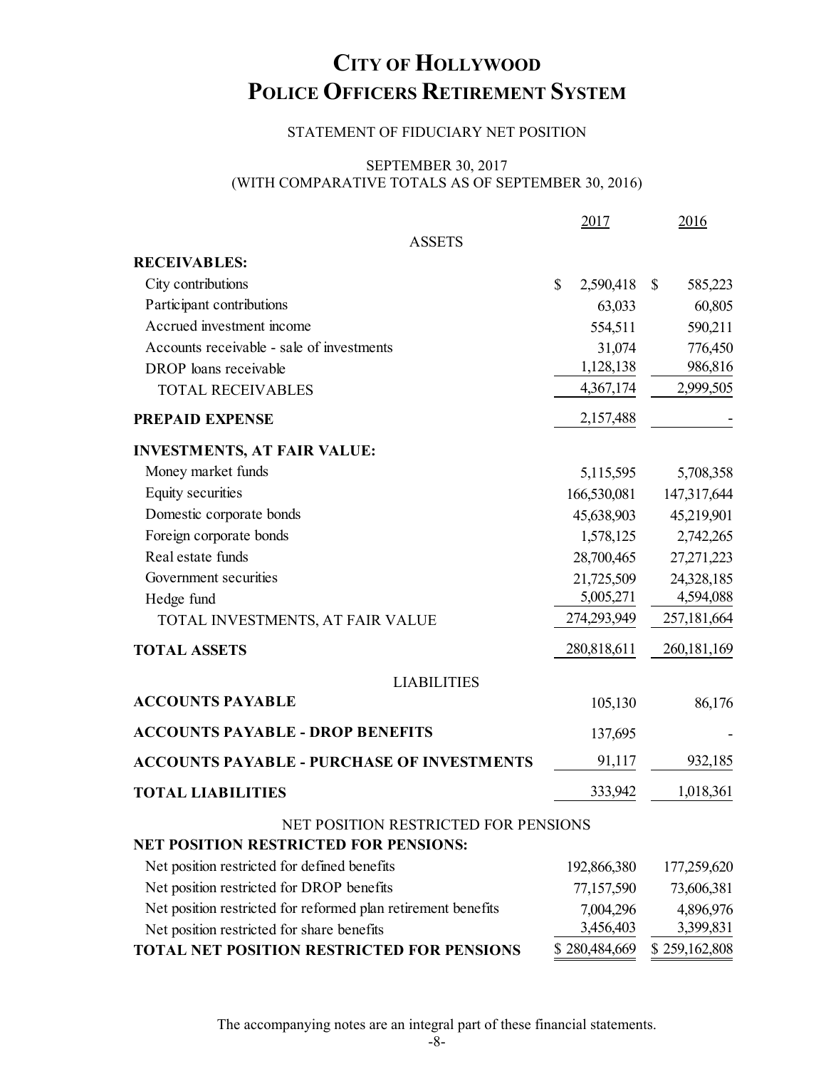# CITY OF HOLLYWOOD
# POLICE OFFICERS RETIREMENT SYSTEM

STATEMENT OF FIDUCIARY NET POSITION

SEPTEMBER 30, 2017
(WITH COMPARATIVE TOTALS AS OF SEPTEMBER 30, 2016)

| | 2017 | 2016 |
|---|---|---|
| ASSETS | | |
| **RECEIVABLES:** | | |
| City contributions | $ 2,590,418 | $ 585,223 |
| Participant contributions | 63,033 | 60,805 |
| Accrued investment income | 554,511 | 590,211 |
| Accounts receivable - sale of investments | 31,074 | 776,450 |
| DROP loans receivable | 1,128,138 | 986,816 |
| TOTAL RECEIVABLES | 4,367,174 | 2,999,505 |
| **PREPAID EXPENSE** | 2,157,488 | - |
| **INVESTMENTS, AT FAIR VALUE:** | | |
| Money market funds | 5,115,595 | 5,708,358 |
| Equity securities | 166,530,081 | 147,317,644 |
| Domestic corporate bonds | 45,638,903 | 45,219,901 |
| Foreign corporate bonds | 1,578,125 | 2,742,265 |
| Real estate funds | 28,700,465 | 27,271,223 |
| Government securities | 21,725,509 | 24,328,185 |
| Hedge fund | 5,005,271 | 4,594,088 |
| TOTAL INVESTMENTS, AT FAIR VALUE | 274,293,949 | 257,181,664 |
| **TOTAL ASSETS** | 280,818,611 | 260,181,169 |
| LIABILITIES | | |
| **ACCOUNTS PAYABLE** | 105,130 | 86,176 |
| **ACCOUNTS PAYABLE - DROP BENEFITS** | 137,695 | - |
| **ACCOUNTS PAYABLE - PURCHASE OF INVESTMENTS** | 91,117 | 932,185 |
| **TOTAL LIABILITIES** | 333,942 | 1,018,361 |
| NET POSITION RESTRICTED FOR PENSIONS | | |
| **NET POSITION RESTRICTED FOR PENSIONS:** | | |
| Net position restricted for defined benefits | 192,866,380 | 177,259,620 |
| Net position restricted for DROP benefits | 77,157,590 | 73,606,381 |
| Net position restricted for reformed plan retirement benefits | 7,004,296 | 4,896,976 |
| Net position restricted for share benefits | 3,456,403 | 3,399,831 |
| **TOTAL NET POSITION RESTRICTED FOR PENSIONS** | $ 280,484,669 | $ 259,162,808 |

The accompanying notes are an integral part of these financial statements.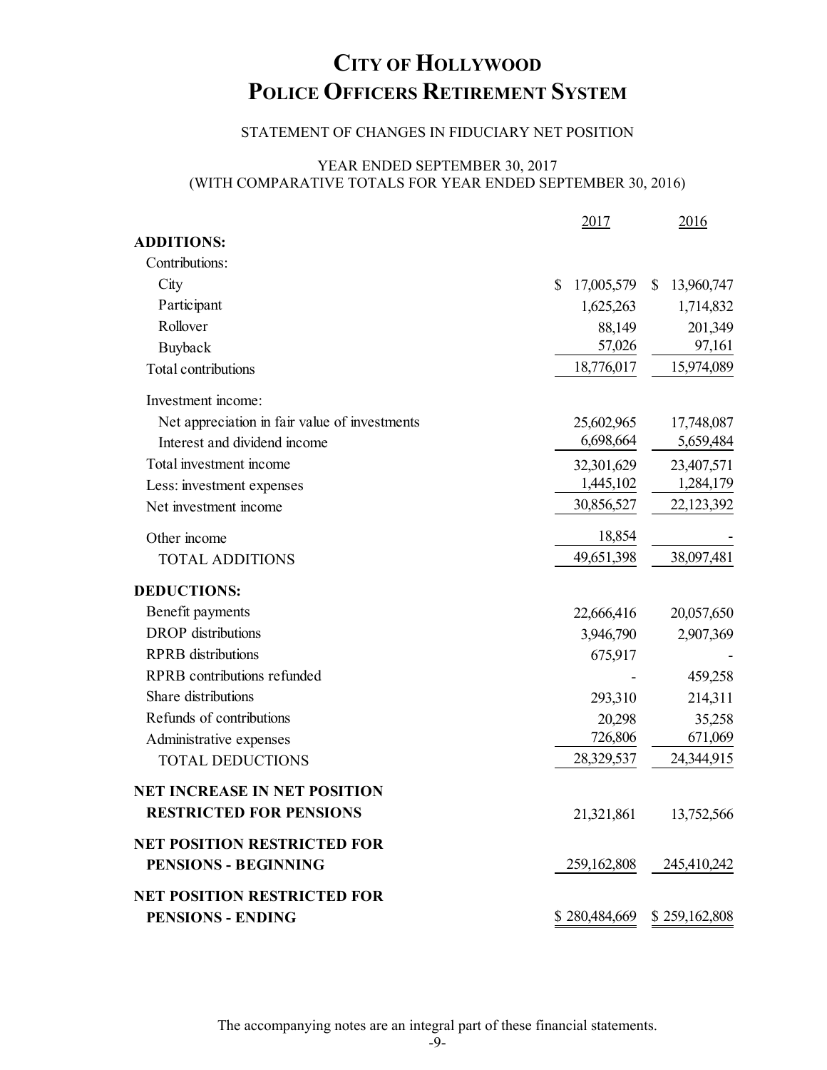# CITY OF HOLLYWOOD
# POLICE OFFICERS RETIREMENT SYSTEM

STATEMENT OF CHANGES IN FIDUCIARY NET POSITION

YEAR ENDED SEPTEMBER 30, 2017
(WITH COMPARATIVE TOTALS FOR YEAR ENDED SEPTEMBER 30, 2016)

| | 2017 | 2016 |
|---|---|---|
| **ADDITIONS:** | | |
| Contributions: | | |
| City | $ 17,005,579 | $ 13,960,747 |
| Participant | 1,625,263 | 1,714,832 |
| Rollover | 88,149 | 201,349 |
| Buyback | 57,026 | 97,161 |
| Total contributions | 18,776,017 | 15,974,089 |
| Investment income: | | |
| Net appreciation in fair value of investments | 25,602,965 | 17,748,087 |
| Interest and dividend income | 6,698,664 | 5,659,484 |
| Total investment income | 32,301,629 | 23,407,571 |
| Less: investment expenses | 1,445,102 | 1,284,179 |
| Net investment income | 30,856,527 | 22,123,392 |
| Other income | 18,854 | - |
| TOTAL ADDITIONS | 49,651,398 | 38,097,481 |
| **DEDUCTIONS:** | | |
| Benefit payments | 22,666,416 | 20,057,650 |
| DROP distributions | 3,946,790 | 2,907,369 |
| RPRB distributions | 675,917 | - |
| RPRB contributions refunded | - | 459,258 |
| Share distributions | 293,310 | 214,311 |
| Refunds of contributions | 20,298 | 35,258 |
| Administrative expenses | 726,806 | 671,069 |
| TOTAL DEDUCTIONS | 28,329,537 | 24,344,915 |
| **NET INCREASE IN NET POSITION RESTRICTED FOR PENSIONS** | 21,321,861 | 13,752,566 |
| **NET POSITION RESTRICTED FOR PENSIONS - BEGINNING** | 259,162,808 | 245,410,242 |
| **NET POSITION RESTRICTED FOR PENSIONS - ENDING** | $ 280,484,669 | $ 259,162,808 |

The accompanying notes are an integral part of these financial statements.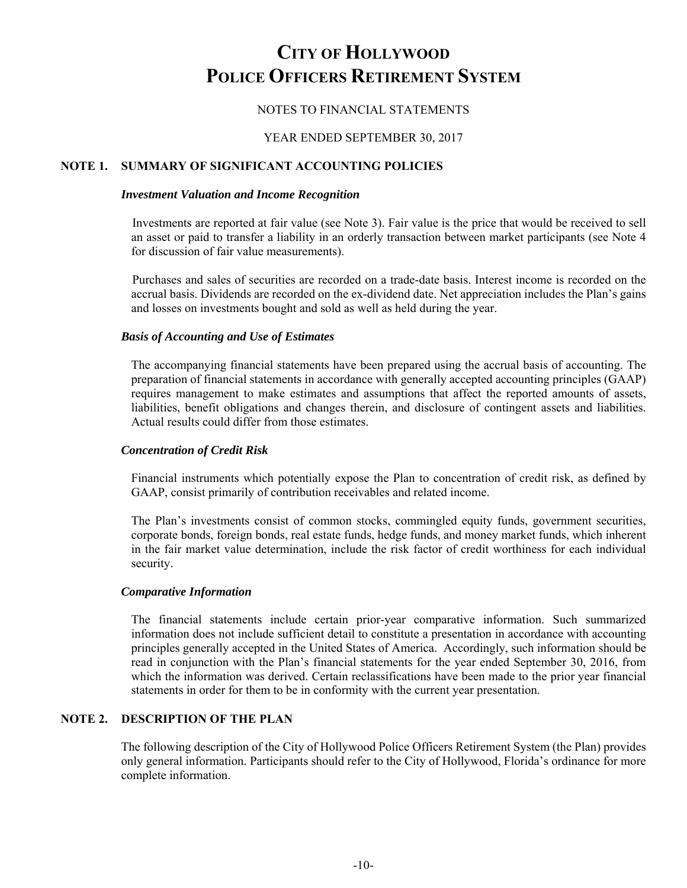# City of Hollywood Police Officers Retirement System

NOTES TO FINANCIAL STATEMENTS

YEAR ENDED SEPTEMBER 30, 2017

## NOTE 1. SUMMARY OF SIGNIFICANT ACCOUNTING POLICIES

### *Investment Valuation and Income Recognition*

Investments are reported at fair value (see Note 3). Fair value is the price that would be received to sell an asset or paid to transfer a liability in an orderly transaction between market participants (see Note 4 for discussion of fair value measurements).

Purchases and sales of securities are recorded on a trade-date basis. Interest income is recorded on the accrual basis. Dividends are recorded on the ex-dividend date. Net appreciation includes the Plan's gains and losses on investments bought and sold as well as held during the year.

### *Basis of Accounting and Use of Estimates*

The accompanying financial statements have been prepared using the accrual basis of accounting. The preparation of financial statements in accordance with generally accepted accounting principles (GAAP) requires management to make estimates and assumptions that affect the reported amounts of assets, liabilities, benefit obligations and changes therein, and disclosure of contingent assets and liabilities. Actual results could differ from those estimates.

### *Concentration of Credit Risk*

Financial instruments which potentially expose the Plan to concentration of credit risk, as defined by GAAP, consist primarily of contribution receivables and related income.

The Plan's investments consist of common stocks, commingled equity funds, government securities, corporate bonds, foreign bonds, real estate funds, hedge funds, and money market funds, which inherent in the fair market value determination, include the risk factor of credit worthiness for each individual security.

### *Comparative Information*

The financial statements include certain prior-year comparative information. Such summarized information does not include sufficient detail to constitute a presentation in accordance with accounting principles generally accepted in the United States of America. Accordingly, such information should be read in conjunction with the Plan's financial statements for the year ended September 30, 2016, from which the information was derived. Certain reclassifications have been made to the prior year financial statements in order for them to be in conformity with the current year presentation.

## NOTE 2. DESCRIPTION OF THE PLAN

The following description of the City of Hollywood Police Officers Retirement System (the Plan) provides only general information. Participants should refer to the City of Hollywood, Florida's ordinance for more complete information.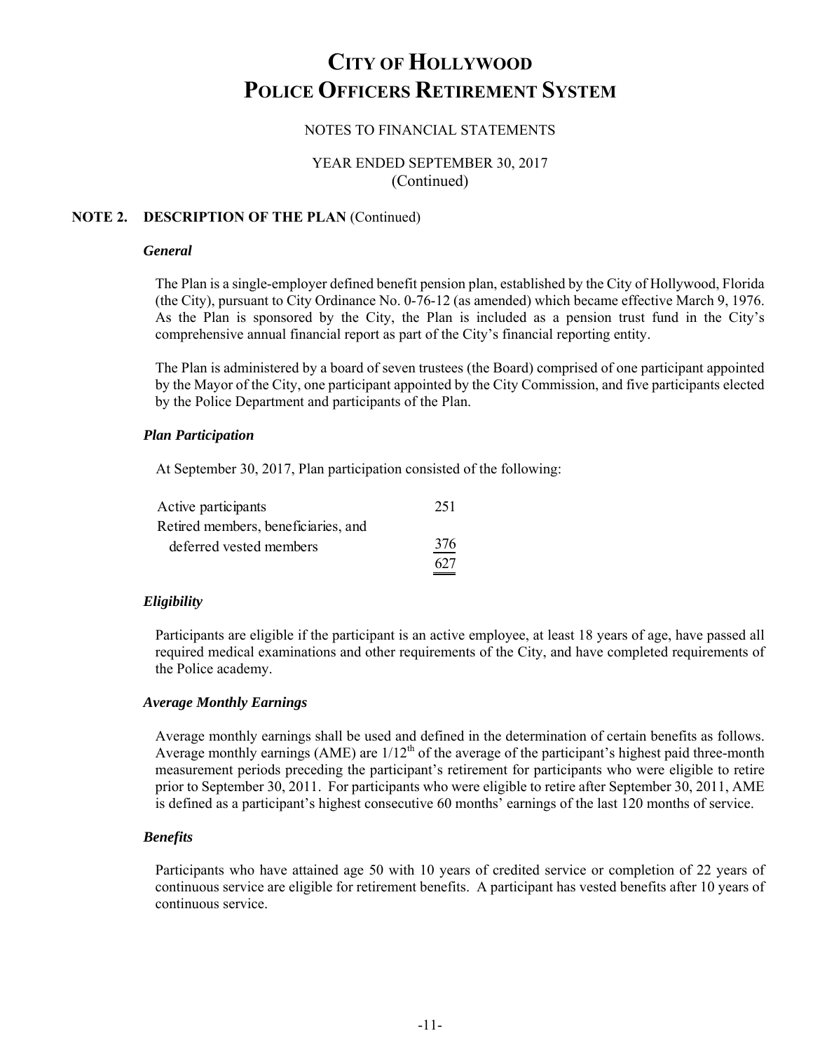# CITY OF HOLLYWOOD
# POLICE OFFICERS RETIREMENT SYSTEM

NOTES TO FINANCIAL STATEMENTS

YEAR ENDED SEPTEMBER 30, 2017
(Continued)

## NOTE 2. DESCRIPTION OF THE PLAN (Continued)

### *General*

The Plan is a single-employer defined benefit pension plan, established by the City of Hollywood, Florida (the City), pursuant to City Ordinance No. 0-76-12 (as amended) which became effective March 9, 1976. As the Plan is sponsored by the City, the Plan is included as a pension trust fund in the City's comprehensive annual financial report as part of the City's financial reporting entity.

The Plan is administered by a board of seven trustees (the Board) comprised of one participant appointed by the Mayor of the City, one participant appointed by the City Commission, and five participants elected by the Police Department and participants of the Plan.

### *Plan Participation*

At September 30, 2017, Plan participation consisted of the following:

| | |
|---|---|
| Active participants | 251 |
| Retired members, beneficiaries, and deferred vested members | 376 |
| | 627 |

### *Eligibility*

Participants are eligible if the participant is an active employee, at least 18 years of age, have passed all required medical examinations and other requirements of the City, and have completed requirements of the Police academy.

### *Average Monthly Earnings*

Average monthly earnings shall be used and defined in the determination of certain benefits as follows. Average monthly earnings (AME) are 1/12th of the average of the participant's highest paid three-month measurement periods preceding the participant's retirement for participants who were eligible to retire prior to September 30, 2011. For participants who were eligible to retire after September 30, 2011, AME is defined as a participant's highest consecutive 60 months' earnings of the last 120 months of service.

### *Benefits*

Participants who have attained age 50 with 10 years of credited service or completion of 22 years of continuous service are eligible for retirement benefits. A participant has vested benefits after 10 years of continuous service.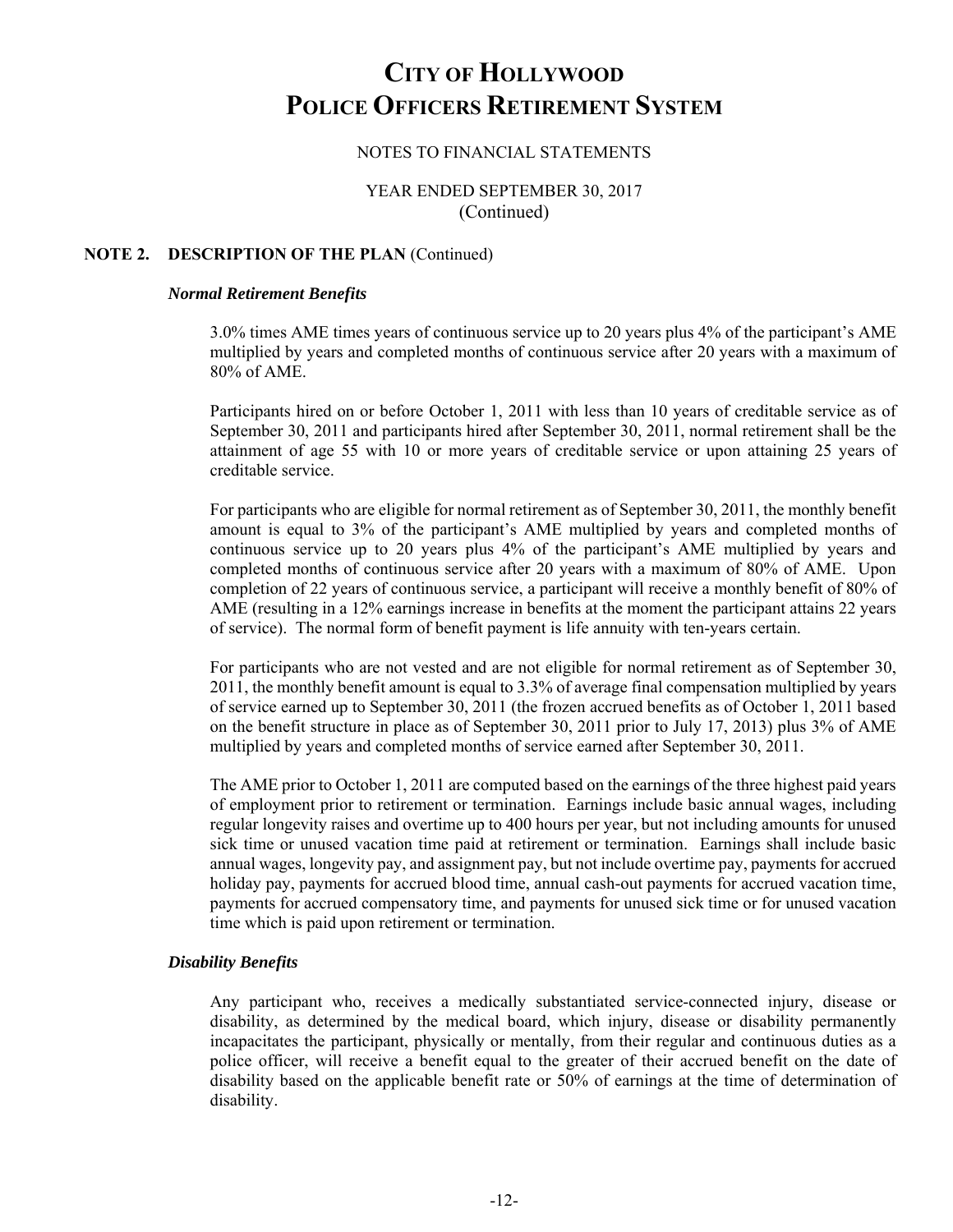# CITY OF HOLLYWOOD POLICE OFFICERS RETIREMENT SYSTEM

NOTES TO FINANCIAL STATEMENTS

YEAR ENDED SEPTEMBER 30, 2017
(Continued)

## NOTE 2. DESCRIPTION OF THE PLAN (Continued)

### *Normal Retirement Benefits*

3.0% times AME times years of continuous service up to 20 years plus 4% of the participant's AME multiplied by years and completed months of continuous service after 20 years with a maximum of 80% of AME.

Participants hired on or before October 1, 2011 with less than 10 years of creditable service as of September 30, 2011 and participants hired after September 30, 2011, normal retirement shall be the attainment of age 55 with 10 or more years of creditable service or upon attaining 25 years of creditable service.

For participants who are eligible for normal retirement as of September 30, 2011, the monthly benefit amount is equal to 3% of the participant's AME multiplied by years and completed months of continuous service up to 20 years plus 4% of the participant's AME multiplied by years and completed months of continuous service after 20 years with a maximum of 80% of AME. Upon completion of 22 years of continuous service, a participant will receive a monthly benefit of 80% of AME (resulting in a 12% earnings increase in benefits at the moment the participant attains 22 years of service). The normal form of benefit payment is life annuity with ten-years certain.

For participants who are not vested and are not eligible for normal retirement as of September 30, 2011, the monthly benefit amount is equal to 3.3% of average final compensation multiplied by years of service earned up to September 30, 2011 (the frozen accrued benefits as of October 1, 2011 based on the benefit structure in place as of September 30, 2011 prior to July 17, 2013) plus 3% of AME multiplied by years and completed months of service earned after September 30, 2011.

The AME prior to October 1, 2011 are computed based on the earnings of the three highest paid years of employment prior to retirement or termination. Earnings include basic annual wages, including regular longevity raises and overtime up to 400 hours per year, but not including amounts for unused sick time or unused vacation time paid at retirement or termination. Earnings shall include basic annual wages, longevity pay, and assignment pay, but not include overtime pay, payments for accrued holiday pay, payments for accrued blood time, annual cash-out payments for accrued vacation time, payments for accrued compensatory time, and payments for unused sick time or for unused vacation time which is paid upon retirement or termination.

### *Disability Benefits*

Any participant who, receives a medically substantiated service-connected injury, disease or disability, as determined by the medical board, which injury, disease or disability permanently incapacitates the participant, physically or mentally, from their regular and continuous duties as a police officer, will receive a benefit equal to the greater of their accrued benefit on the date of disability based on the applicable benefit rate or 50% of earnings at the time of determination of disability.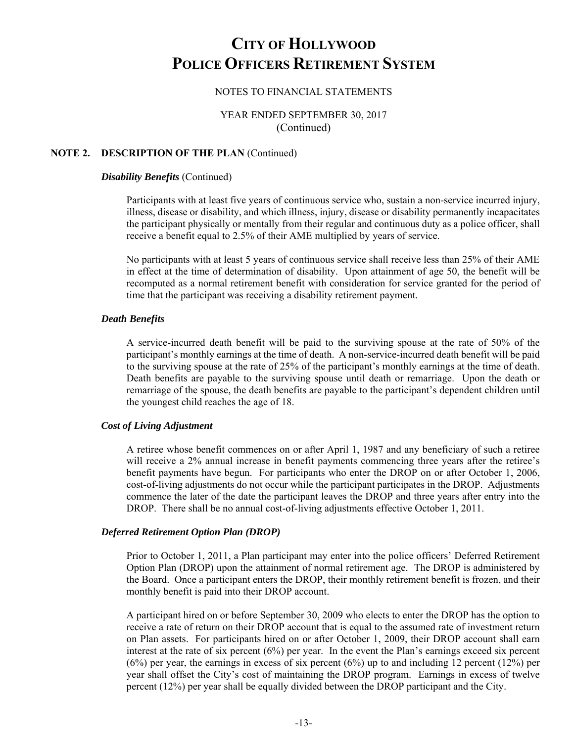# CITY OF HOLLYWOOD POLICE OFFICERS RETIREMENT SYSTEM

NOTES TO FINANCIAL STATEMENTS

YEAR ENDED SEPTEMBER 30, 2017
(Continued)

## NOTE 2. DESCRIPTION OF THE PLAN (Continued)

### *Disability Benefits* (Continued)

Participants with at least five years of continuous service who, sustain a non-service incurred injury, illness, disease or disability, and which illness, injury, disease or disability permanently incapacitates the participant physically or mentally from their regular and continuous duty as a police officer, shall receive a benefit equal to 2.5% of their AME multiplied by years of service.

No participants with at least 5 years of continuous service shall receive less than 25% of their AME in effect at the time of determination of disability. Upon attainment of age 50, the benefit will be recomputed as a normal retirement benefit with consideration for service granted for the period of time that the participant was receiving a disability retirement payment.

### *Death Benefits*

A service-incurred death benefit will be paid to the surviving spouse at the rate of 50% of the participant's monthly earnings at the time of death. A non-service-incurred death benefit will be paid to the surviving spouse at the rate of 25% of the participant's monthly earnings at the time of death. Death benefits are payable to the surviving spouse until death or remarriage. Upon the death or remarriage of the spouse, the death benefits are payable to the participant's dependent children until the youngest child reaches the age of 18.

### *Cost of Living Adjustment*

A retiree whose benefit commences on or after April 1, 1987 and any beneficiary of such a retiree will receive a 2% annual increase in benefit payments commencing three years after the retiree's benefit payments have begun. For participants who enter the DROP on or after October 1, 2006, cost-of-living adjustments do not occur while the participant participates in the DROP. Adjustments commence the later of the date the participant leaves the DROP and three years after entry into the DROP. There shall be no annual cost-of-living adjustments effective October 1, 2011.

### *Deferred Retirement Option Plan (DROP)*

Prior to October 1, 2011, a Plan participant may enter into the police officers' Deferred Retirement Option Plan (DROP) upon the attainment of normal retirement age. The DROP is administered by the Board. Once a participant enters the DROP, their monthly retirement benefit is frozen, and their monthly benefit is paid into their DROP account.

A participant hired on or before September 30, 2009 who elects to enter the DROP has the option to receive a rate of return on their DROP account that is equal to the assumed rate of investment return on Plan assets. For participants hired on or after October 1, 2009, their DROP account shall earn interest at the rate of six percent (6%) per year. In the event the Plan's earnings exceed six percent (6%) per year, the earnings in excess of six percent (6%) up to and including 12 percent (12%) per year shall offset the City's cost of maintaining the DROP program. Earnings in excess of twelve percent (12%) per year shall be equally divided between the DROP participant and the City.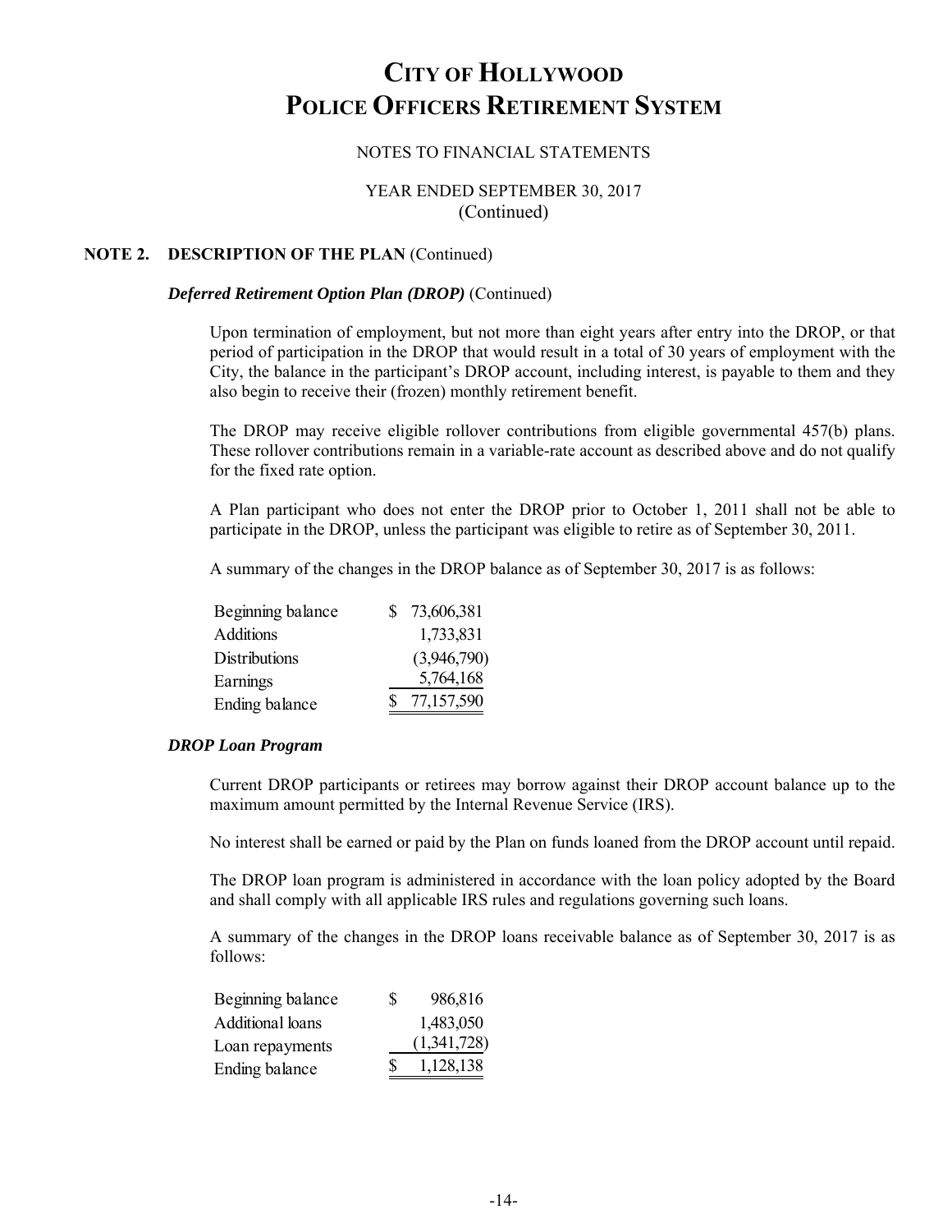# City of Hollywood Police Officers Retirement System

NOTES TO FINANCIAL STATEMENTS

YEAR ENDED SEPTEMBER 30, 2017
(Continued)

## NOTE 2. DESCRIPTION OF THE PLAN (Continued)

### *Deferred Retirement Option Plan (DROP)* (Continued)

Upon termination of employment, but not more than eight years after entry into the DROP, or that period of participation in the DROP that would result in a total of 30 years of employment with the City, the balance in the participant's DROP account, including interest, is payable to them and they also begin to receive their (frozen) monthly retirement benefit.

The DROP may receive eligible rollover contributions from eligible governmental 457(b) plans. These rollover contributions remain in a variable-rate account as described above and do not qualify for the fixed rate option.

A Plan participant who does not enter the DROP prior to October 1, 2011 shall not be able to participate in the DROP, unless the participant was eligible to retire as of September 30, 2011.

A summary of the changes in the DROP balance as of September 30, 2017 is as follows:

| | |
|---|---|
| Beginning balance | $ 73,606,381 |
| Additions | 1,733,831 |
| Distributions | (3,946,790) |
| Earnings | 5,764,168 |
| Ending balance | $ 77,157,590 |

### *DROP Loan Program*

Current DROP participants or retirees may borrow against their DROP account balance up to the maximum amount permitted by the Internal Revenue Service (IRS).

No interest shall be earned or paid by the Plan on funds loaned from the DROP account until repaid.

The DROP loan program is administered in accordance with the loan policy adopted by the Board and shall comply with all applicable IRS rules and regulations governing such loans.

A summary of the changes in the DROP loans receivable balance as of September 30, 2017 is as follows:

| | |
|---|---|
| Beginning balance | $ 986,816 |
| Additional loans | 1,483,050 |
| Loan repayments | (1,341,728) |
| Ending balance | $ 1,128,138 |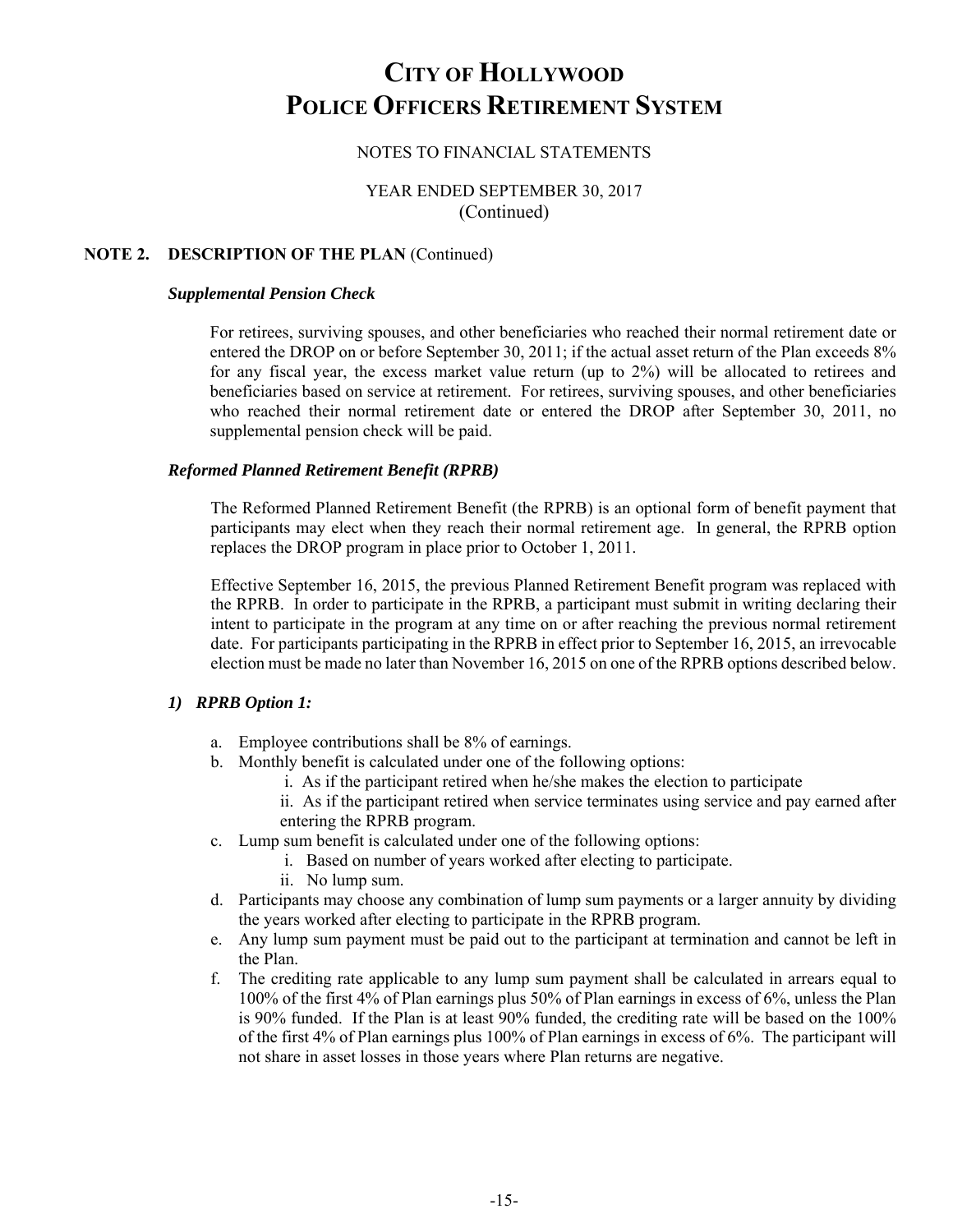# CITY OF HOLLYWOOD POLICE OFFICERS RETIREMENT SYSTEM

NOTES TO FINANCIAL STATEMENTS

YEAR ENDED SEPTEMBER 30, 2017
(Continued)

## NOTE 2. DESCRIPTION OF THE PLAN (Continued)

### *Supplemental Pension Check*

For retirees, surviving spouses, and other beneficiaries who reached their normal retirement date or entered the DROP on or before September 30, 2011; if the actual asset return of the Plan exceeds 8% for any fiscal year, the excess market value return (up to 2%) will be allocated to retirees and beneficiaries based on service at retirement. For retirees, surviving spouses, and other beneficiaries who reached their normal retirement date or entered the DROP after September 30, 2011, no supplemental pension check will be paid.

### *Reformed Planned Retirement Benefit (RPRB)*

The Reformed Planned Retirement Benefit (the RPRB) is an optional form of benefit payment that participants may elect when they reach their normal retirement age. In general, the RPRB option replaces the DROP program in place prior to October 1, 2011.

Effective September 16, 2015, the previous Planned Retirement Benefit program was replaced with the RPRB. In order to participate in the RPRB, a participant must submit in writing declaring their intent to participate in the program at any time on or after reaching the previous normal retirement date. For participants participating in the RPRB in effect prior to September 16, 2015, an irrevocable election must be made no later than November 16, 2015 on one of the RPRB options described below.

### *1) RPRB Option 1:*

a. Employee contributions shall be 8% of earnings.
b. Monthly benefit is calculated under one of the following options:
   i. As if the participant retired when he/she makes the election to participate
   ii. As if the participant retired when service terminates using service and pay earned after entering the RPRB program.
c. Lump sum benefit is calculated under one of the following options:
   i. Based on number of years worked after electing to participate.
   ii. No lump sum.
d. Participants may choose any combination of lump sum payments or a larger annuity by dividing the years worked after electing to participate in the RPRB program.
e. Any lump sum payment must be paid out to the participant at termination and cannot be left in the Plan.
f. The crediting rate applicable to any lump sum payment shall be calculated in arrears equal to 100% of the first 4% of Plan earnings plus 50% of Plan earnings in excess of 6%, unless the Plan is 90% funded. If the Plan is at least 90% funded, the crediting rate will be based on the 100% of the first 4% of Plan earnings plus 100% of Plan earnings in excess of 6%. The participant will not share in asset losses in those years where Plan returns are negative.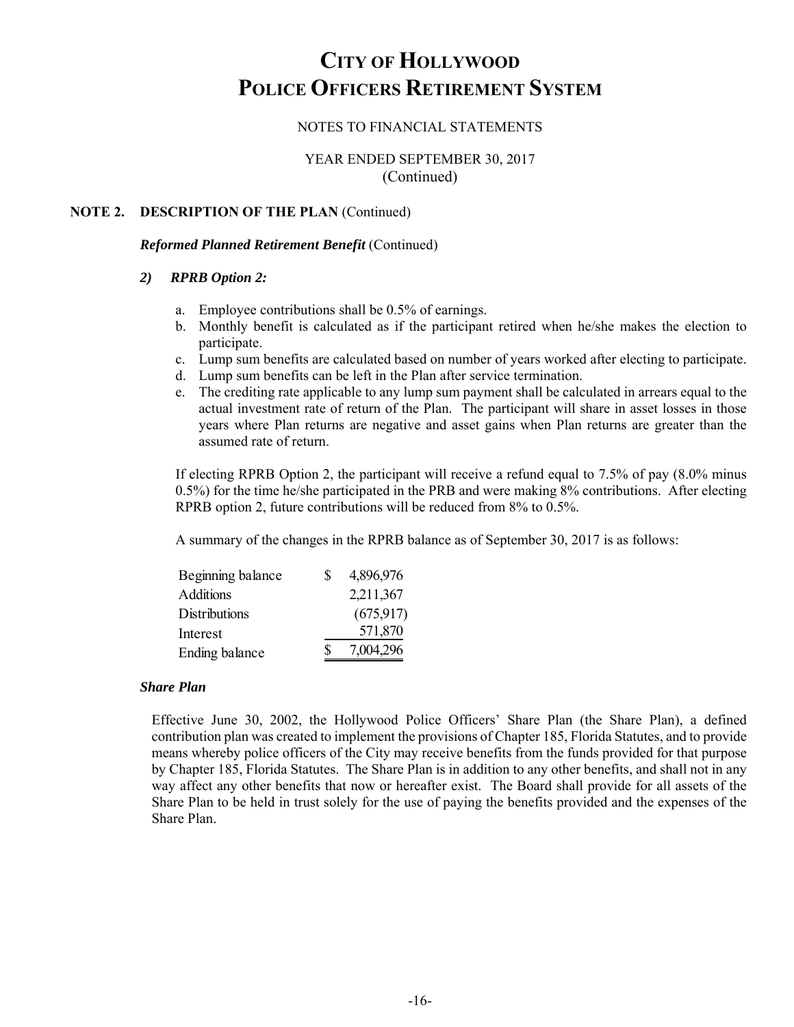# CITY OF HOLLYWOOD
# POLICE OFFICERS RETIREMENT SYSTEM

NOTES TO FINANCIAL STATEMENTS

YEAR ENDED SEPTEMBER 30, 2017
(Continued)

## NOTE 2. DESCRIPTION OF THE PLAN (Continued)

***Reformed Planned Retirement Benefit*** (Continued)

### *2) RPRB Option 2:*

a. Employee contributions shall be 0.5% of earnings.
b. Monthly benefit is calculated as if the participant retired when he/she makes the election to participate.
c. Lump sum benefits are calculated based on number of years worked after electing to participate.
d. Lump sum benefits can be left in the Plan after service termination.
e. The crediting rate applicable to any lump sum payment shall be calculated in arrears equal to the actual investment rate of return of the Plan. The participant will share in asset losses in those years where Plan returns are negative and asset gains when Plan returns are greater than the assumed rate of return.

If electing RPRB Option 2, the participant will receive a refund equal to 7.5% of pay (8.0% minus 0.5%) for the time he/she participated in the PRB and were making 8% contributions. After electing RPRB option 2, future contributions will be reduced from 8% to 0.5%.

A summary of the changes in the RPRB balance as of September 30, 2017 is as follows:

| | | |
|---|---|---|
| Beginning balance | $ | 4,896,976 |
| Additions | | 2,211,367 |
| Distributions | | (675,917) |
| Interest | | 571,870 |
| Ending balance | $ | 7,004,296 |

***Share Plan***

Effective June 30, 2002, the Hollywood Police Officers' Share Plan (the Share Plan), a defined contribution plan was created to implement the provisions of Chapter 185, Florida Statutes, and to provide means whereby police officers of the City may receive benefits from the funds provided for that purpose by Chapter 185, Florida Statutes. The Share Plan is in addition to any other benefits, and shall not in any way affect any other benefits that now or hereafter exist. The Board shall provide for all assets of the Share Plan to be held in trust solely for the use of paying the benefits provided and the expenses of the Share Plan.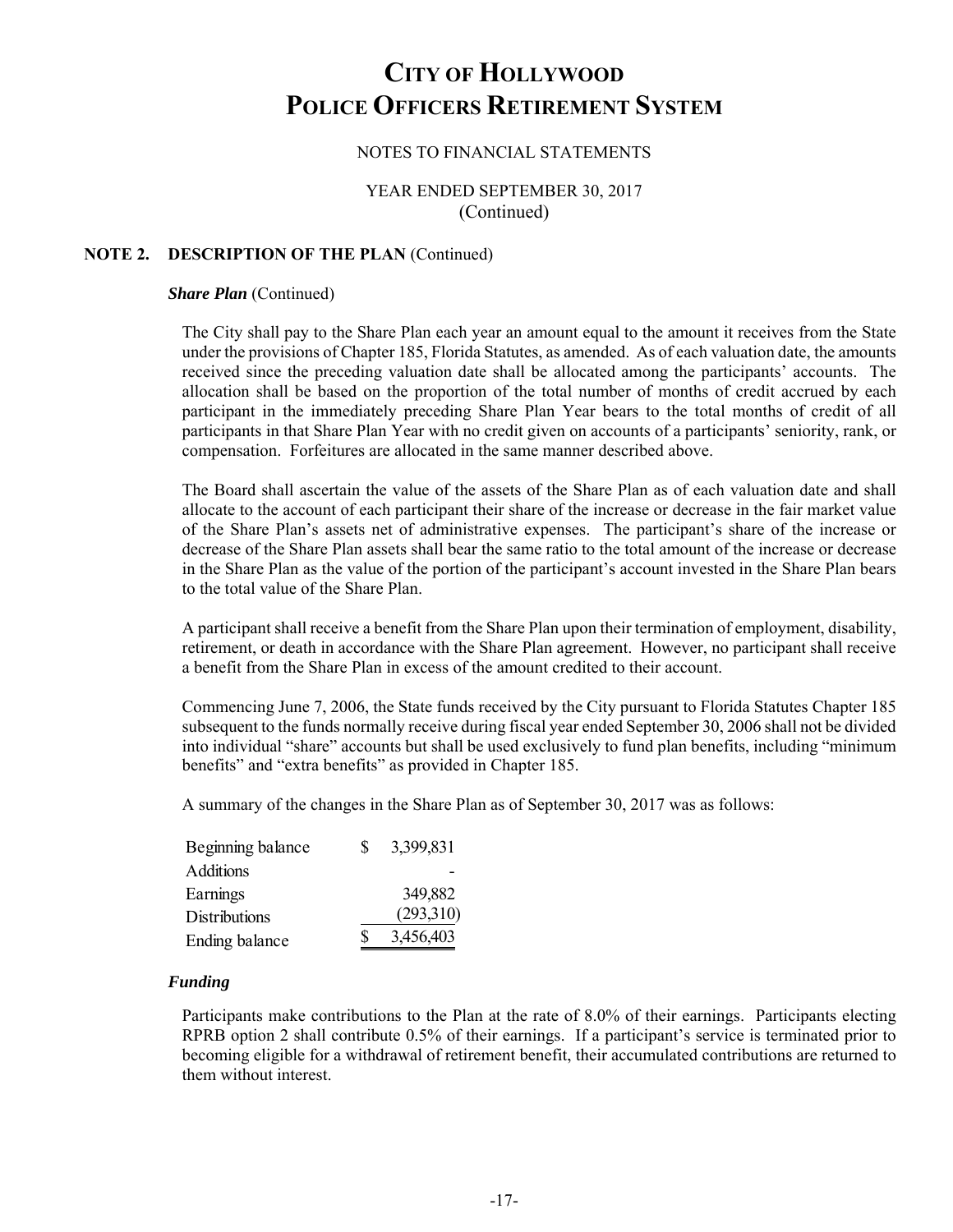# CITY OF HOLLYWOOD POLICE OFFICERS RETIREMENT SYSTEM

NOTES TO FINANCIAL STATEMENTS

YEAR ENDED SEPTEMBER 30, 2017
(Continued)

## NOTE 2. DESCRIPTION OF THE PLAN (Continued)

***Share Plan*** (Continued)

The City shall pay to the Share Plan each year an amount equal to the amount it receives from the State under the provisions of Chapter 185, Florida Statutes, as amended. As of each valuation date, the amounts received since the preceding valuation date shall be allocated among the participants' accounts. The allocation shall be based on the proportion of the total number of months of credit accrued by each participant in the immediately preceding Share Plan Year bears to the total months of credit of all participants in that Share Plan Year with no credit given on accounts of a participants' seniority, rank, or compensation. Forfeitures are allocated in the same manner described above.

The Board shall ascertain the value of the assets of the Share Plan as of each valuation date and shall allocate to the account of each participant their share of the increase or decrease in the fair market value of the Share Plan's assets net of administrative expenses. The participant's share of the increase or decrease of the Share Plan assets shall bear the same ratio to the total amount of the increase or decrease in the Share Plan as the value of the portion of the participant's account invested in the Share Plan bears to the total value of the Share Plan.

A participant shall receive a benefit from the Share Plan upon their termination of employment, disability, retirement, or death in accordance with the Share Plan agreement. However, no participant shall receive a benefit from the Share Plan in excess of the amount credited to their account.

Commencing June 7, 2006, the State funds received by the City pursuant to Florida Statutes Chapter 185 subsequent to the funds normally receive during fiscal year ended September 30, 2006 shall not be divided into individual "share" accounts but shall be used exclusively to fund plan benefits, including "minimum benefits" and "extra benefits" as provided in Chapter 185.

A summary of the changes in the Share Plan as of September 30, 2017 was as follows:

| | |
|---|---|
| Beginning balance | $ 3,399,831 |
| Additions | - |
| Earnings | 349,882 |
| Distributions | (293,310) |
| Ending balance | $ 3,456,403 |

***Funding***

Participants make contributions to the Plan at the rate of 8.0% of their earnings. Participants electing RPRB option 2 shall contribute 0.5% of their earnings. If a participant's service is terminated prior to becoming eligible for a withdrawal of retirement benefit, their accumulated contributions are returned to them without interest.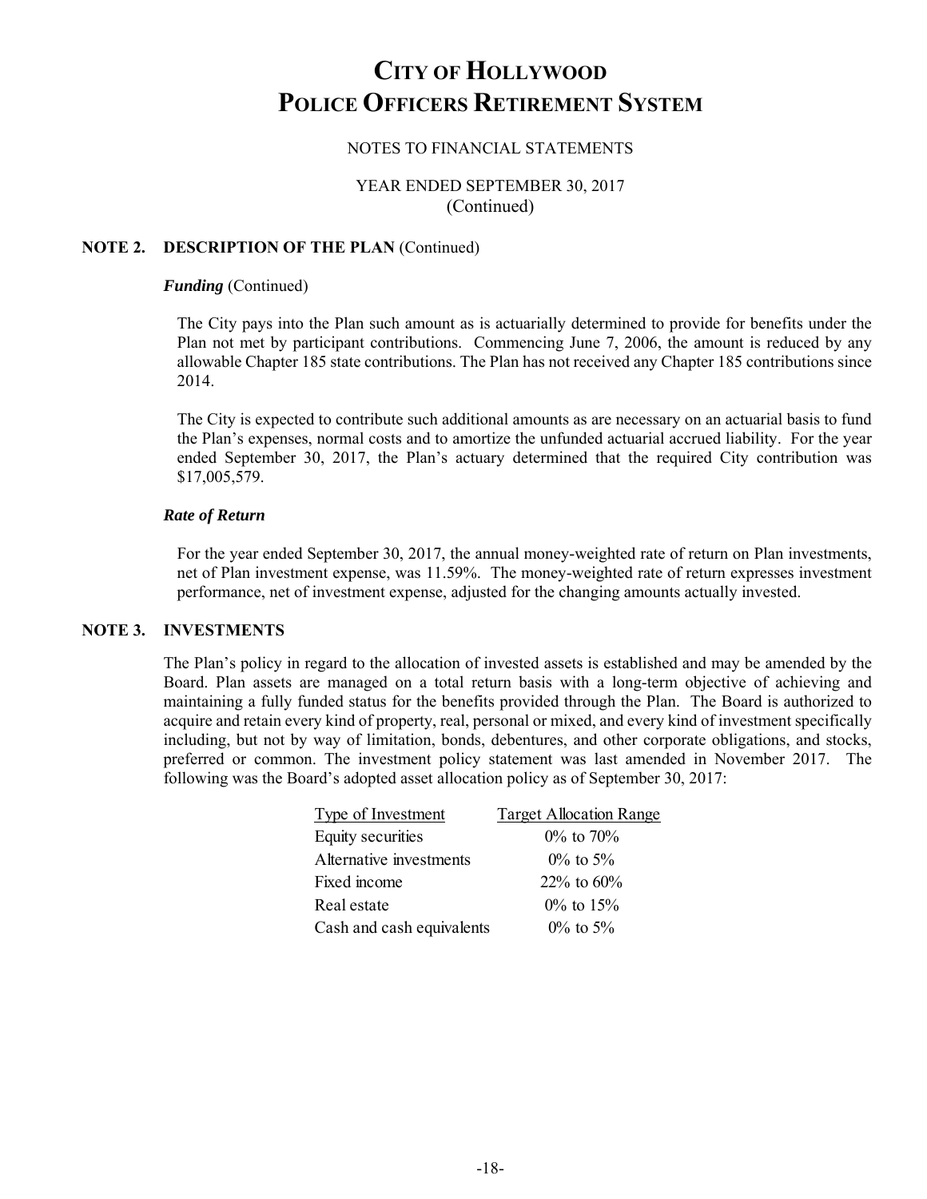# CITY OF HOLLYWOOD
# POLICE OFFICERS RETIREMENT SYSTEM

NOTES TO FINANCIAL STATEMENTS

YEAR ENDED SEPTEMBER 30, 2017
(Continued)

## NOTE 2. DESCRIPTION OF THE PLAN (Continued)

### *Funding* (Continued)

The City pays into the Plan such amount as is actuarially determined to provide for benefits under the Plan not met by participant contributions. Commencing June 7, 2006, the amount is reduced by any allowable Chapter 185 state contributions. The Plan has not received any Chapter 185 contributions since 2014.

The City is expected to contribute such additional amounts as are necessary on an actuarial basis to fund the Plan's expenses, normal costs and to amortize the unfunded actuarial accrued liability. For the year ended September 30, 2017, the Plan's actuary determined that the required City contribution was $17,005,579.

### *Rate of Return*

For the year ended September 30, 2017, the annual money-weighted rate of return on Plan investments, net of Plan investment expense, was 11.59%. The money-weighted rate of return expresses investment performance, net of investment expense, adjusted for the changing amounts actually invested.

## NOTE 3. INVESTMENTS

The Plan's policy in regard to the allocation of invested assets is established and may be amended by the Board. Plan assets are managed on a total return basis with a long-term objective of achieving and maintaining a fully funded status for the benefits provided through the Plan. The Board is authorized to acquire and retain every kind of property, real, personal or mixed, and every kind of investment specifically including, but not by way of limitation, bonds, debentures, and other corporate obligations, and stocks, preferred or common. The investment policy statement was last amended in November 2017. The following was the Board's adopted asset allocation policy as of September 30, 2017:

| Type of Investment | Target Allocation Range |
|---|---|
| Equity securities | 0% to 70% |
| Alternative investments | 0% to 5% |
| Fixed income | 22% to 60% |
| Real estate | 0% to 15% |
| Cash and cash equivalents | 0% to 5% |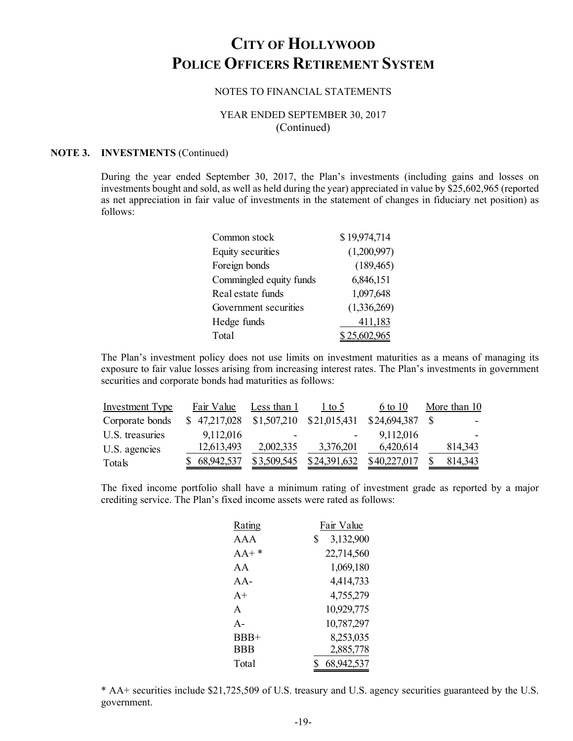# CITY OF HOLLYWOOD
# POLICE OFFICERS RETIREMENT SYSTEM

NOTES TO FINANCIAL STATEMENTS

YEAR ENDED SEPTEMBER 30, 2017
(Continued)

**NOTE 3. INVESTMENTS** (Continued)

During the year ended September 30, 2017, the Plan's investments (including gains and losses on investments bought and sold, as well as held during the year) appreciated in value by $25,602,965 (reported as net appreciation in fair value of investments in the statement of changes in fiduciary net position) as follows:

| | |
|---|---|
| Common stock | $ 19,974,714 |
| Equity securities | (1,200,997) |
| Foreign bonds | (189,465) |
| Commingled equity funds | 6,846,151 |
| Real estate funds | 1,097,648 |
| Government securities | (1,336,269) |
| Hedge funds | 411,183 |
| Total | $ 25,602,965 |

The Plan's investment policy does not use limits on investment maturities as a means of managing its exposure to fair value losses arising from increasing interest rates. The Plan's investments in government securities and corporate bonds had maturities as follows:

| Investment Type | Fair Value | Less than 1 | 1 to 5 | 6 to 10 | More than 10 |
|---|---|---|---|---|---|
| Corporate bonds | $ 47,217,028 | $1,507,210 | $21,015,431 | $24,694,387 | $ - |
| U.S. treasuries | 9,112,016 | - | - | 9,112,016 | - |
| U.S. agencies | 12,613,493 | 2,002,335 | 3,376,201 | 6,420,614 | 814,343 |
| Totals | $ 68,942,537 | $3,509,545 | $24,391,632 | $40,227,017 | $ 814,343 |

The fixed income portfolio shall have a minimum rating of investment grade as reported by a major crediting service. The Plan's fixed income assets were rated as follows:

| Rating | Fair Value |
|---|---|
| AAA | $ 3,132,900 |
| AA+ * | 22,714,560 |
| AA | 1,069,180 |
| AA- | 4,414,733 |
| A+ | 4,755,279 |
| A | 10,929,775 |
| A- | 10,787,297 |
| BBB+ | 8,253,035 |
| BBB | 2,885,778 |
| Total | $ 68,942,537 |

* AA+ securities include $21,725,509 of U.S. treasury and U.S. agency securities guaranteed by the U.S. government.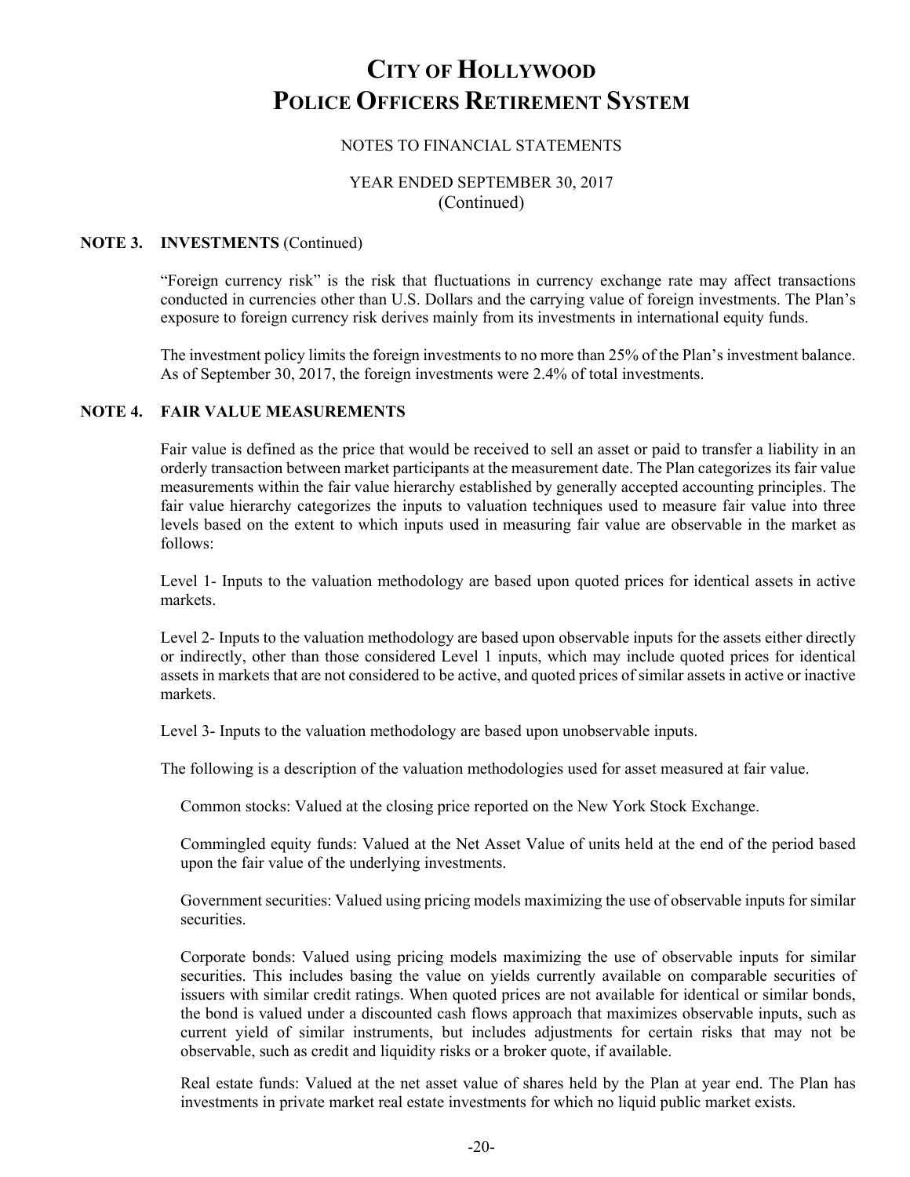# CITY OF HOLLYWOOD POLICE OFFICERS RETIREMENT SYSTEM

NOTES TO FINANCIAL STATEMENTS

YEAR ENDED SEPTEMBER 30, 2017
(Continued)

## NOTE 3. INVESTMENTS (Continued)

"Foreign currency risk" is the risk that fluctuations in currency exchange rate may affect transactions conducted in currencies other than U.S. Dollars and the carrying value of foreign investments. The Plan's exposure to foreign currency risk derives mainly from its investments in international equity funds.

The investment policy limits the foreign investments to no more than 25% of the Plan's investment balance. As of September 30, 2017, the foreign investments were 2.4% of total investments.

## NOTE 4. FAIR VALUE MEASUREMENTS

Fair value is defined as the price that would be received to sell an asset or paid to transfer a liability in an orderly transaction between market participants at the measurement date. The Plan categorizes its fair value measurements within the fair value hierarchy established by generally accepted accounting principles. The fair value hierarchy categorizes the inputs to valuation techniques used to measure fair value into three levels based on the extent to which inputs used in measuring fair value are observable in the market as follows:

Level 1- Inputs to the valuation methodology are based upon quoted prices for identical assets in active markets.

Level 2- Inputs to the valuation methodology are based upon observable inputs for the assets either directly or indirectly, other than those considered Level 1 inputs, which may include quoted prices for identical assets in markets that are not considered to be active, and quoted prices of similar assets in active or inactive markets.

Level 3- Inputs to the valuation methodology are based upon unobservable inputs.

The following is a description of the valuation methodologies used for asset measured at fair value.

Common stocks: Valued at the closing price reported on the New York Stock Exchange.

Commingled equity funds: Valued at the Net Asset Value of units held at the end of the period based upon the fair value of the underlying investments.

Government securities: Valued using pricing models maximizing the use of observable inputs for similar securities.

Corporate bonds: Valued using pricing models maximizing the use of observable inputs for similar securities. This includes basing the value on yields currently available on comparable securities of issuers with similar credit ratings. When quoted prices are not available for identical or similar bonds, the bond is valued under a discounted cash flows approach that maximizes observable inputs, such as current yield of similar instruments, but includes adjustments for certain risks that may not be observable, such as credit and liquidity risks or a broker quote, if available.

Real estate funds: Valued at the net asset value of shares held by the Plan at year end. The Plan has investments in private market real estate investments for which no liquid public market exists.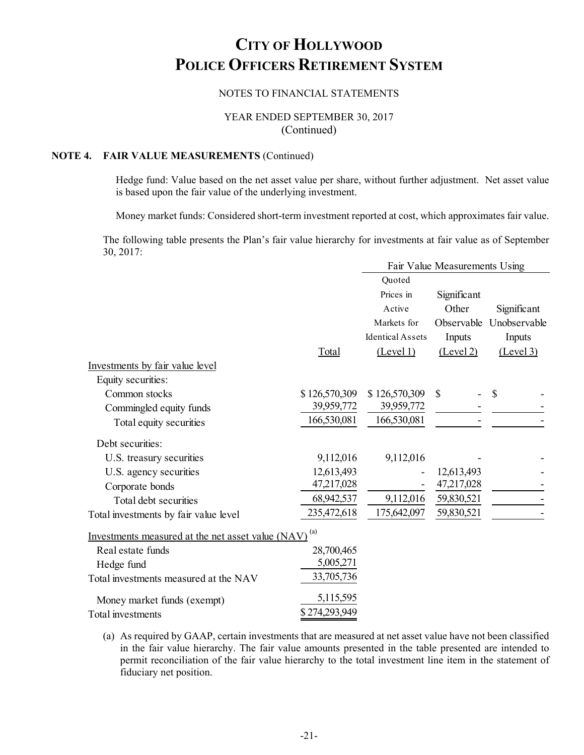# CITY OF HOLLYWOOD POLICE OFFICERS RETIREMENT SYSTEM

NOTES TO FINANCIAL STATEMENTS

YEAR ENDED SEPTEMBER 30, 2017
(Continued)

**NOTE 4. FAIR VALUE MEASUREMENTS** (Continued)

Hedge fund: Value based on the net asset value per share, without further adjustment. Net asset value is based upon the fair value of the underlying investment.

Money market funds: Considered short-term investment reported at cost, which approximates fair value.

The following table presents the Plan's fair value hierarchy for investments at fair value as of September 30, 2017:

| | | Fair Value Measurements Using | | |
|---|---|---|---|---|
| | Total | Quoted Prices in Active Markets for Identical Assets (Level 1) | Significant Other Observable Inputs (Level 2) | Significant Unobservable Inputs (Level 3) |
| Investments by fair value level | | | | |
| Equity securities: | | | | |
| Common stocks | $ 126,570,309 | $ 126,570,309 | $ - | $ - |
| Commingled equity funds | 39,959,772 | 39,959,772 | - | - |
| Total equity securities | 166,530,081 | 166,530,081 | - | - |
| Debt securities: | | | | |
| U.S. treasury securities | 9,112,016 | 9,112,016 | - | - |
| U.S. agency securities | 12,613,493 | - | 12,613,493 | - |
| Corporate bonds | 47,217,028 | - | 47,217,028 | - |
| Total debt securities | 68,942,537 | 9,112,016 | 59,830,521 | - |
| Total investments by fair value level | 235,472,618 | 175,642,097 | 59,830,521 | - |
| Investments measured at the net asset value (NAV) [(a)] | | | | |
| Real estate funds | 28,700,465 | | | |
| Hedge fund | 5,005,271 | | | |
| Total investments measured at the NAV | 33,705,736 | | | |
| Money market funds (exempt) | 5,115,595 | | | |
| Total investments | $ 274,293,949 | | | |

(a) As required by GAAP, certain investments that are measured at net asset value have not been classified in the fair value hierarchy. The fair value amounts presented in the table presented are intended to permit reconciliation of the fair value hierarchy to the total investment line item in the statement of fiduciary net position.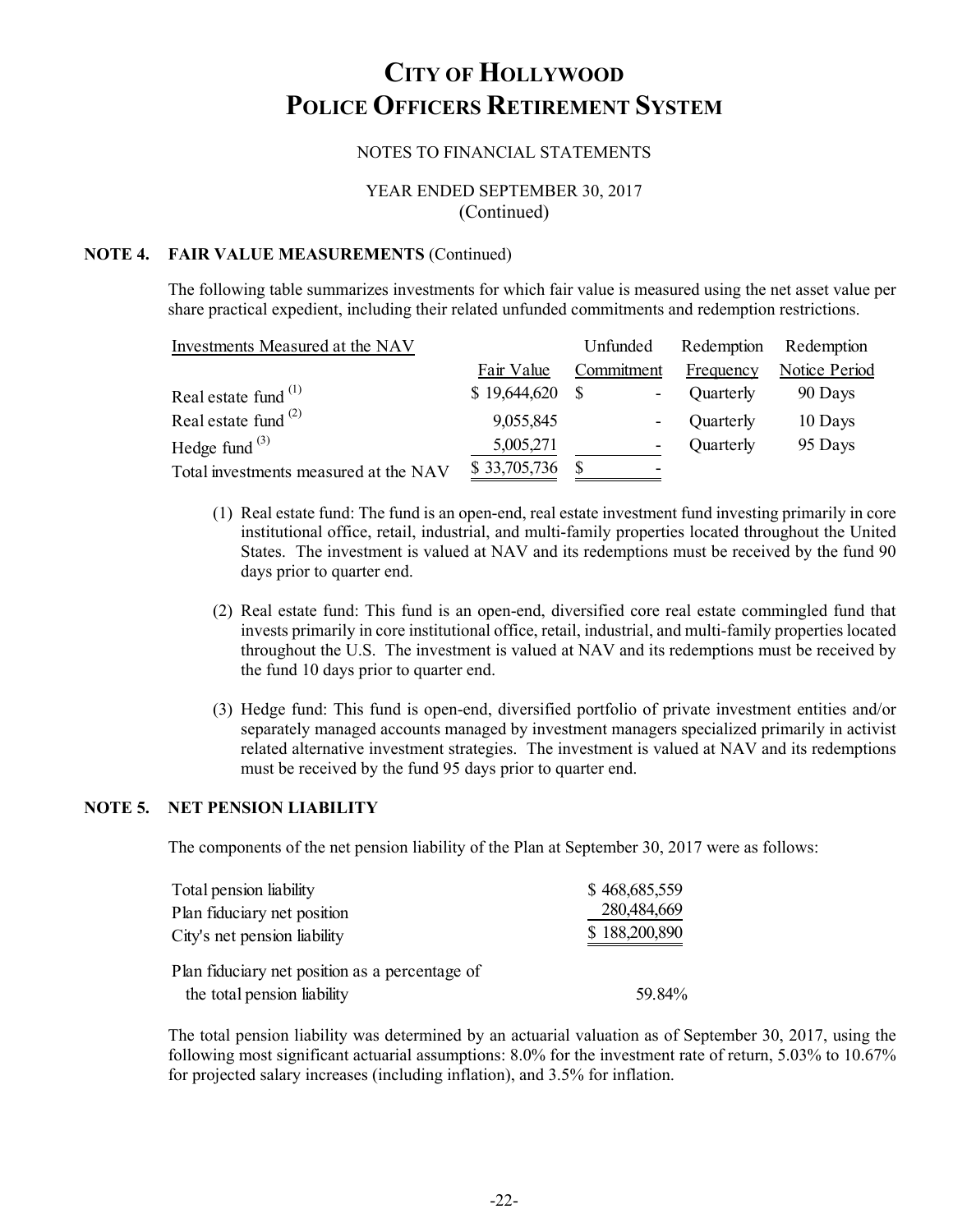# CITY OF HOLLYWOOD POLICE OFFICERS RETIREMENT SYSTEM

NOTES TO FINANCIAL STATEMENTS

YEAR ENDED SEPTEMBER 30, 2017
(Continued)

## NOTE 4. FAIR VALUE MEASUREMENTS (Continued)

The following table summarizes investments for which fair value is measured using the net asset value per share practical expedient, including their related unfunded commitments and redemption restrictions.

| Investments Measured at the NAV | Fair Value | Unfunded Commitment | Redemption Frequency | Redemption Notice Period |
|---|---|---|---|---|
| Real estate fund [1] | $ 19,644,620 | $ - | Quarterly | 90 Days |
| Real estate fund [2] | 9,055,845 | - | Quarterly | 10 Days |
| Hedge fund [3] | 5,005,271 | - | Quarterly | 95 Days |
| Total investments measured at the NAV | $ 33,705,736 | $ - | | |

(1) Real estate fund: The fund is an open-end, real estate investment fund investing primarily in core institutional office, retail, industrial, and multi-family properties located throughout the United States. The investment is valued at NAV and its redemptions must be received by the fund 90 days prior to quarter end.

(2) Real estate fund: This fund is an open-end, diversified core real estate commingled fund that invests primarily in core institutional office, retail, industrial, and multi-family properties located throughout the U.S. The investment is valued at NAV and its redemptions must be received by the fund 10 days prior to quarter end.

(3) Hedge fund: This fund is open-end, diversified portfolio of private investment entities and/or separately managed accounts managed by investment managers specialized primarily in activist related alternative investment strategies. The investment is valued at NAV and its redemptions must be received by the fund 95 days prior to quarter end.

## NOTE 5. NET PENSION LIABILITY

The components of the net pension liability of the Plan at September 30, 2017 were as follows:

| | |
|---|---|
| Total pension liability | $ 468,685,559 |
| Plan fiduciary net position | 280,484,669 |
| City's net pension liability | $ 188,200,890 |
| Plan fiduciary net position as a percentage of the total pension liability | 59.84% |

The total pension liability was determined by an actuarial valuation as of September 30, 2017, using the following most significant actuarial assumptions: 8.0% for the investment rate of return, 5.03% to 10.67% for projected salary increases (including inflation), and 3.5% for inflation.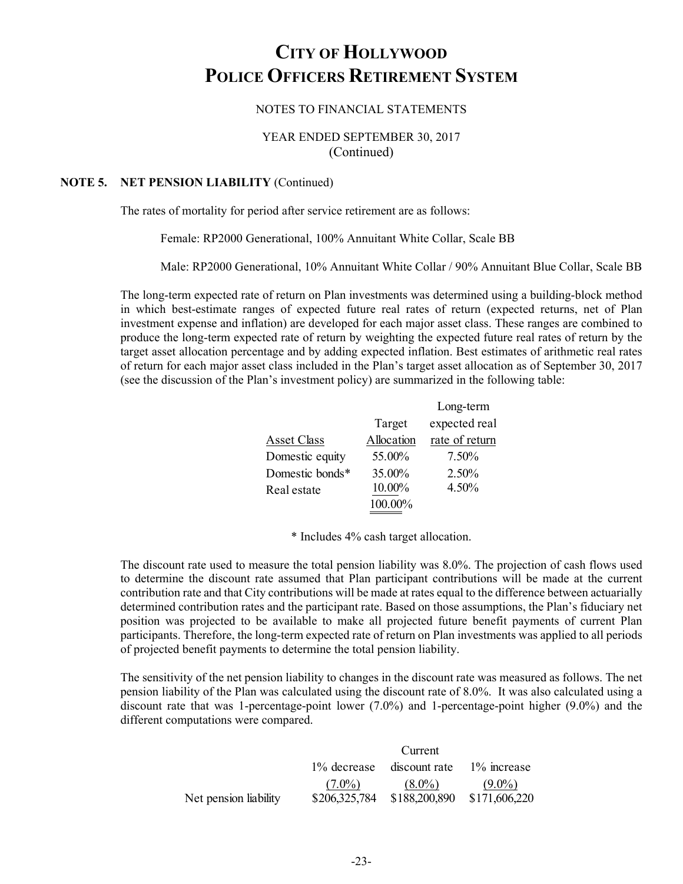# CITY OF HOLLYWOOD
# POLICE OFFICERS RETIREMENT SYSTEM

NOTES TO FINANCIAL STATEMENTS

YEAR ENDED SEPTEMBER 30, 2017
(Continued)

## NOTE 5. NET PENSION LIABILITY (Continued)

The rates of mortality for period after service retirement are as follows:

Female: RP2000 Generational, 100% Annuitant White Collar, Scale BB

Male: RP2000 Generational, 10% Annuitant White Collar / 90% Annuitant Blue Collar, Scale BB

The long-term expected rate of return on Plan investments was determined using a building-block method in which best-estimate ranges of expected future real rates of return (expected returns, net of Plan investment expense and inflation) are developed for each major asset class. These ranges are combined to produce the long-term expected rate of return by weighting the expected future real rates of return by the target asset allocation percentage and by adding expected inflation. Best estimates of arithmetic real rates of return for each major asset class included in the Plan's target asset allocation as of September 30, 2017 (see the discussion of the Plan's investment policy) are summarized in the following table:

| Asset Class | Target Allocation | Long-term expected real rate of return |
|---|---|---|
| Domestic equity | 55.00% | 7.50% |
| Domestic bonds* | 35.00% | 2.50% |
| Real estate | 10.00% | 4.50% |
| | 100.00% | |

\* Includes 4% cash target allocation.

The discount rate used to measure the total pension liability was 8.0%. The projection of cash flows used to determine the discount rate assumed that Plan participant contributions will be made at the current contribution rate and that City contributions will be made at rates equal to the difference between actuarially determined contribution rates and the participant rate. Based on those assumptions, the Plan's fiduciary net position was projected to be available to make all projected future benefit payments of current Plan participants. Therefore, the long-term expected rate of return on Plan investments was applied to all periods of projected benefit payments to determine the total pension liability.

The sensitivity of the net pension liability to changes in the discount rate was measured as follows. The net pension liability of the Plan was calculated using the discount rate of 8.0%. It was also calculated using a discount rate that was 1-percentage-point lower (7.0%) and 1-percentage-point higher (9.0%) and the different computations were compared.

| | 1% decrease (7.0%) | Current discount rate (8.0%) | 1% increase (9.0%) |
|---|---|---|---|
| Net pension liability | $206,325,784 | $188,200,890 | $171,606,220 |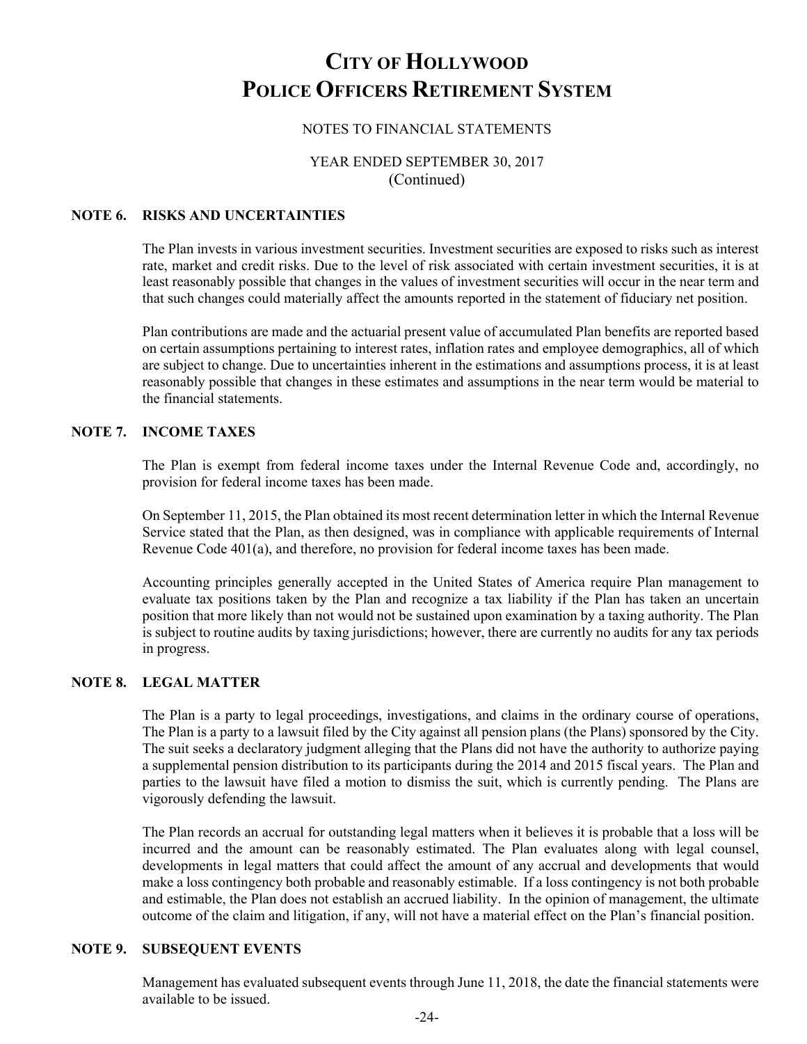# CITY OF HOLLYWOOD
# POLICE OFFICERS RETIREMENT SYSTEM

NOTES TO FINANCIAL STATEMENTS

YEAR ENDED SEPTEMBER 30, 2017
(Continued)

## NOTE 6. RISKS AND UNCERTAINTIES

The Plan invests in various investment securities. Investment securities are exposed to risks such as interest rate, market and credit risks. Due to the level of risk associated with certain investment securities, it is at least reasonably possible that changes in the values of investment securities will occur in the near term and that such changes could materially affect the amounts reported in the statement of fiduciary net position.

Plan contributions are made and the actuarial present value of accumulated Plan benefits are reported based on certain assumptions pertaining to interest rates, inflation rates and employee demographics, all of which are subject to change. Due to uncertainties inherent in the estimations and assumptions process, it is at least reasonably possible that changes in these estimates and assumptions in the near term would be material to the financial statements.

## NOTE 7. INCOME TAXES

The Plan is exempt from federal income taxes under the Internal Revenue Code and, accordingly, no provision for federal income taxes has been made.

On September 11, 2015, the Plan obtained its most recent determination letter in which the Internal Revenue Service stated that the Plan, as then designed, was in compliance with applicable requirements of Internal Revenue Code 401(a), and therefore, no provision for federal income taxes has been made.

Accounting principles generally accepted in the United States of America require Plan management to evaluate tax positions taken by the Plan and recognize a tax liability if the Plan has taken an uncertain position that more likely than not would not be sustained upon examination by a taxing authority. The Plan is subject to routine audits by taxing jurisdictions; however, there are currently no audits for any tax periods in progress.

## NOTE 8. LEGAL MATTER

The Plan is a party to legal proceedings, investigations, and claims in the ordinary course of operations, The Plan is a party to a lawsuit filed by the City against all pension plans (the Plans) sponsored by the City. The suit seeks a declaratory judgment alleging that the Plans did not have the authority to authorize paying a supplemental pension distribution to its participants during the 2014 and 2015 fiscal years. The Plan and parties to the lawsuit have filed a motion to dismiss the suit, which is currently pending. The Plans are vigorously defending the lawsuit.

The Plan records an accrual for outstanding legal matters when it believes it is probable that a loss will be incurred and the amount can be reasonably estimated. The Plan evaluates along with legal counsel, developments in legal matters that could affect the amount of any accrual and developments that would make a loss contingency both probable and reasonably estimable. If a loss contingency is not both probable and estimable, the Plan does not establish an accrued liability. In the opinion of management, the ultimate outcome of the claim and litigation, if any, will not have a material effect on the Plan's financial position.

## NOTE 9. SUBSEQUENT EVENTS

Management has evaluated subsequent events through June 11, 2018, the date the financial statements were available to be issued.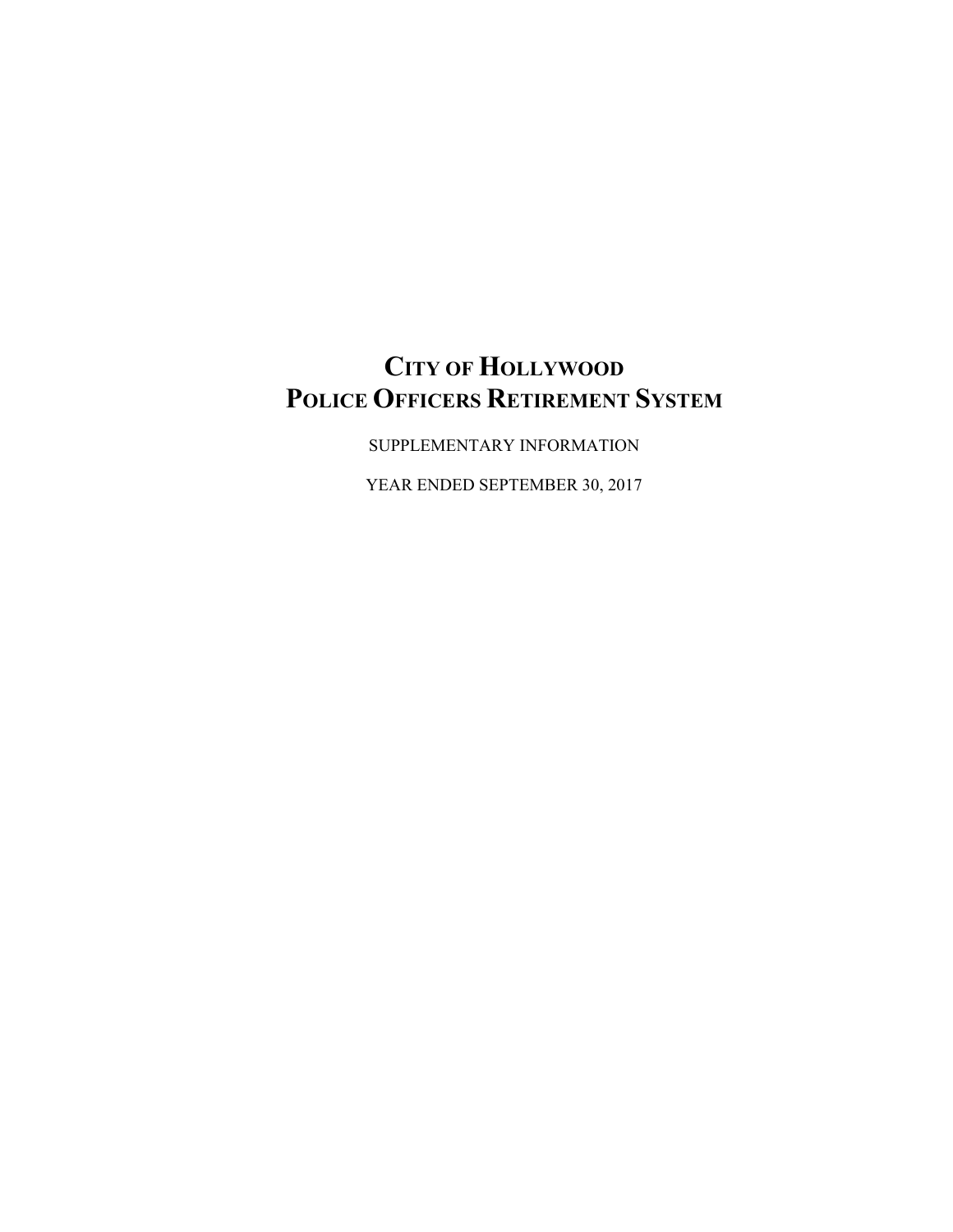# CITY OF HOLLYWOOD
# POLICE OFFICERS RETIREMENT SYSTEM

SUPPLEMENTARY INFORMATION

YEAR ENDED SEPTEMBER 30, 2017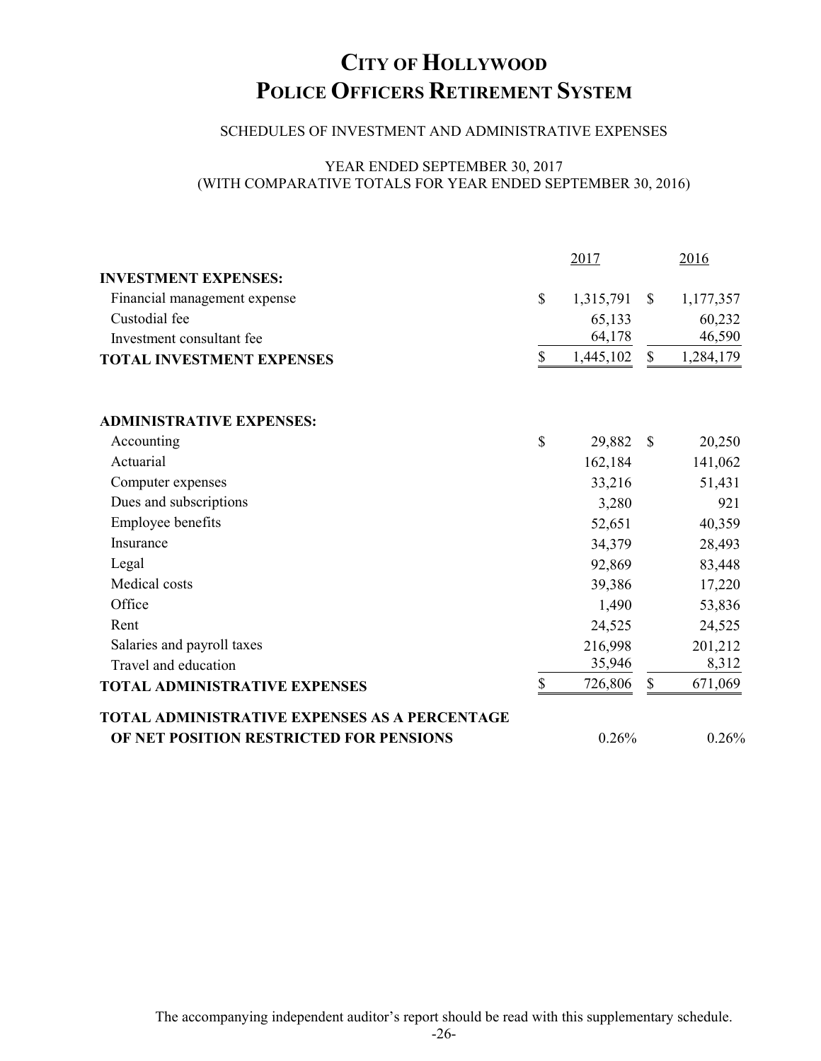# CITY OF HOLLYWOOD
# POLICE OFFICERS RETIREMENT SYSTEM

SCHEDULES OF INVESTMENT AND ADMINISTRATIVE EXPENSES

YEAR ENDED SEPTEMBER 30, 2017
(WITH COMPARATIVE TOTALS FOR YEAR ENDED SEPTEMBER 30, 2016)

| | 2017 | 2016 |
|---|---|---|
| **INVESTMENT EXPENSES:** | | |
| Financial management expense | $ 1,315,791 | $ 1,177,357 |
| Custodial fee | 65,133 | 60,232 |
| Investment consultant fee | 64,178 | 46,590 |
| **TOTAL INVESTMENT EXPENSES** | $ 1,445,102 | $ 1,284,179 |
| | | |
| **ADMINISTRATIVE EXPENSES:** | | |
| Accounting | $ 29,882 | $ 20,250 |
| Actuarial | 162,184 | 141,062 |
| Computer expenses | 33,216 | 51,431 |
| Dues and subscriptions | 3,280 | 921 |
| Employee benefits | 52,651 | 40,359 |
| Insurance | 34,379 | 28,493 |
| Legal | 92,869 | 83,448 |
| Medical costs | 39,386 | 17,220 |
| Office | 1,490 | 53,836 |
| Rent | 24,525 | 24,525 |
| Salaries and payroll taxes | 216,998 | 201,212 |
| Travel and education | 35,946 | 8,312 |
| **TOTAL ADMINISTRATIVE EXPENSES** | $ 726,806 | $ 671,069 |
| **TOTAL ADMINISTRATIVE EXPENSES AS A PERCENTAGE OF NET POSITION RESTRICTED FOR PENSIONS** | 0.26% | 0.26% |

The accompanying independent auditor's report should be read with this supplementary schedule.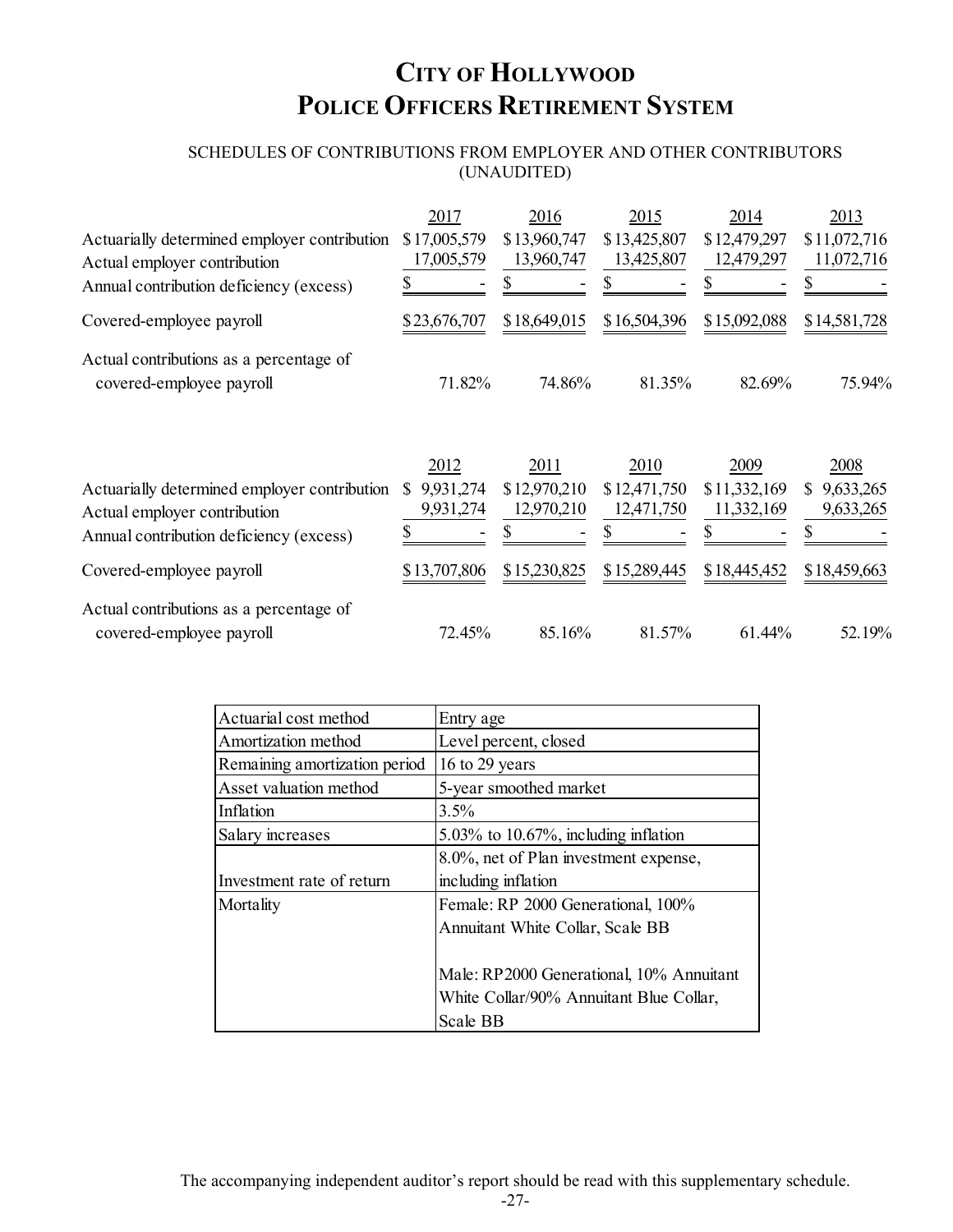# City of Hollywood
# Police Officers Retirement System

SCHEDULES OF CONTRIBUTIONS FROM EMPLOYER AND OTHER CONTRIBUTORS
(UNAUDITED)

| | 2017 | 2016 | 2015 | 2014 | 2013 |
|---|---|---|---|---|---|
| Actuarially determined employer contribution | $17,005,579 | $13,960,747 | $13,425,807 | $12,479,297 | $11,072,716 |
| Actual employer contribution | 17,005,579 | 13,960,747 | 13,425,807 | 12,479,297 | 11,072,716 |
| Annual contribution deficiency (excess) | $ - | $ - | $ - | $ - | $ - |
| Covered-employee payroll | $23,676,707 | $18,649,015 | $16,504,396 | $15,092,088 | $14,581,728 |
| Actual contributions as a percentage of covered-employee payroll | 71.82% | 74.86% | 81.35% | 82.69% | 75.94% |

| | 2012 | 2011 | 2010 | 2009 | 2008 |
|---|---|---|---|---|---|
| Actuarially determined employer contribution | $ 9,931,274 | $12,970,210 | $12,471,750 | $11,332,169 | $ 9,633,265 |
| Actual employer contribution | 9,931,274 | 12,970,210 | 12,471,750 | 11,332,169 | 9,633,265 |
| Annual contribution deficiency (excess) | $ - | $ - | $ - | $ - | $ - |
| Covered-employee payroll | $13,707,806 | $15,230,825 | $15,289,445 | $18,445,452 | $18,459,663 |
| Actual contributions as a percentage of covered-employee payroll | 72.45% | 85.16% | 81.57% | 61.44% | 52.19% |

| | |
|---|---|
| Actuarial cost method | Entry age |
| Amortization method | Level percent, closed |
| Remaining amortization period | 16 to 29 years |
| Asset valuation method | 5-year smoothed market |
| Inflation | 3.5% |
| Salary increases | 5.03% to 10.67%, including inflation |
| Investment rate of return | 8.0%, net of Plan investment expense, including inflation |
| Mortality | Female: RP 2000 Generational, 100% Annuitant White Collar, Scale BB<br><br>Male: RP2000 Generational, 10% Annuitant White Collar/90% Annuitant Blue Collar, Scale BB |

The accompanying independent auditor's report should be read with this supplementary schedule.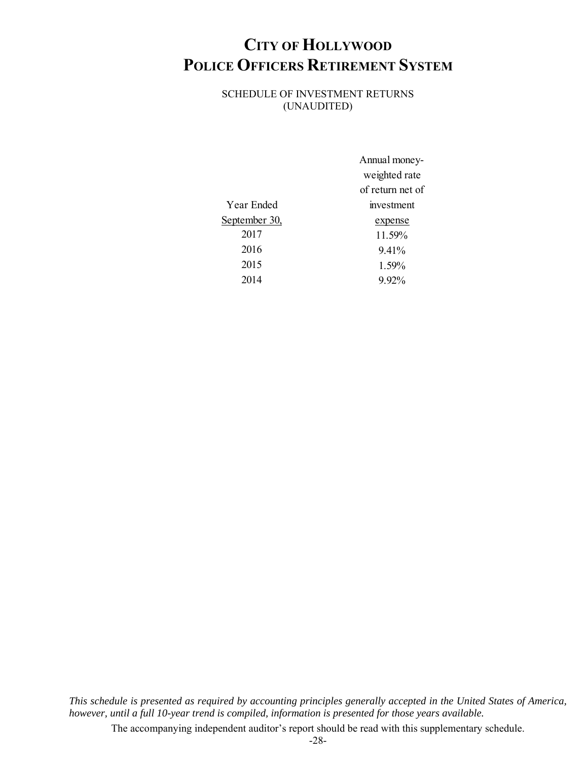# City of Hollywood
# Police Officers Retirement System

SCHEDULE OF INVESTMENT RETURNS
(UNAUDITED)

| Year Ended September 30, | Annual money-weighted rate of return net of investment expense |
|---|---|
| 2017 | 11.59% |
| 2016 | 9.41% |
| 2015 | 1.59% |
| 2014 | 9.92% |

*This schedule is presented as required by accounting principles generally accepted in the United States of America, however, until a full 10-year trend is compiled, information is presented for those years available.*

The accompanying independent auditor's report should be read with this supplementary schedule.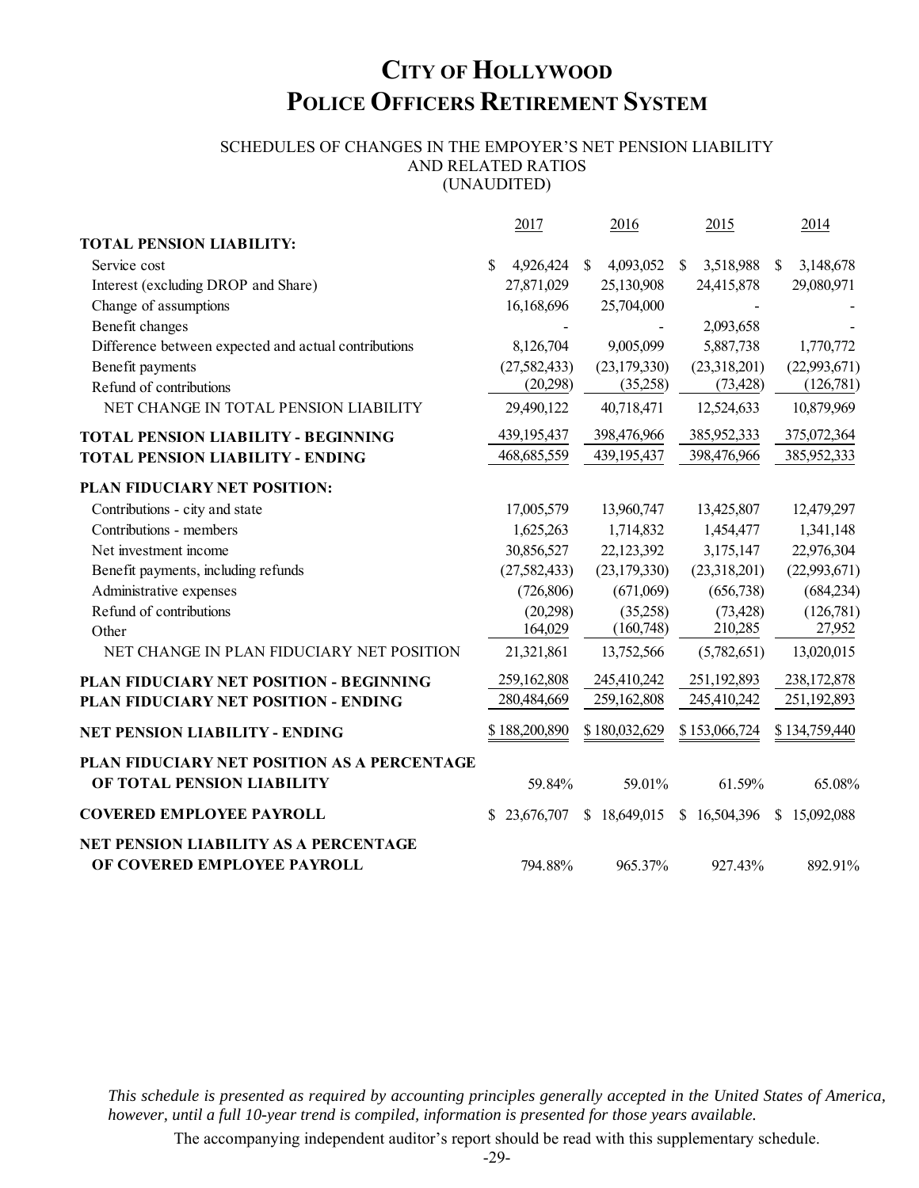# City of Hollywood
# Police Officers Retirement System

SCHEDULES OF CHANGES IN THE EMPOYER'S NET PENSION LIABILITY
AND RELATED RATIOS
(UNAUDITED)

| | 2017 | 2016 | 2015 | 2014 |
|---|---|---|---|---|
| **TOTAL PENSION LIABILITY:** | | | | |
| Service cost | $ 4,926,424 | $ 4,093,052 | $ 3,518,988 | $ 3,148,678 |
| Interest (excluding DROP and Share) | 27,871,029 | 25,130,908 | 24,415,878 | 29,080,971 |
| Change of assumptions | 16,168,696 | 25,704,000 | - | - |
| Benefit changes | - | - | 2,093,658 | - |
| Difference between expected and actual contributions | 8,126,704 | 9,005,099 | 5,887,738 | 1,770,772 |
| Benefit payments | (27,582,433) | (23,179,330) | (23,318,201) | (22,993,671) |
| Refund of contributions | (20,298) | (35,258) | (73,428) | (126,781) |
| NET CHANGE IN TOTAL PENSION LIABILITY | 29,490,122 | 40,718,471 | 12,524,633 | 10,879,969 |
| **TOTAL PENSION LIABILITY - BEGINNING** | 439,195,437 | 398,476,966 | 385,952,333 | 375,072,364 |
| **TOTAL PENSION LIABILITY - ENDING** | 468,685,559 | 439,195,437 | 398,476,966 | 385,952,333 |
| **PLAN FIDUCIARY NET POSITION:** | | | | |
| Contributions - city and state | 17,005,579 | 13,960,747 | 13,425,807 | 12,479,297 |
| Contributions - members | 1,625,263 | 1,714,832 | 1,454,477 | 1,341,148 |
| Net investment income | 30,856,527 | 22,123,392 | 3,175,147 | 22,976,304 |
| Benefit payments, including refunds | (27,582,433) | (23,179,330) | (23,318,201) | (22,993,671) |
| Administrative expenses | (726,806) | (671,069) | (656,738) | (684,234) |
| Refund of contributions | (20,298) | (35,258) | (73,428) | (126,781) |
| Other | 164,029 | (160,748) | 210,285 | 27,952 |
| NET CHANGE IN PLAN FIDUCIARY NET POSITION | 21,321,861 | 13,752,566 | (5,782,651) | 13,020,015 |
| **PLAN FIDUCIARY NET POSITION - BEGINNING** | 259,162,808 | 245,410,242 | 251,192,893 | 238,172,878 |
| **PLAN FIDUCIARY NET POSITION - ENDING** | 280,484,669 | 259,162,808 | 245,410,242 | 251,192,893 |
| **NET PENSION LIABILITY - ENDING** | $ 188,200,890 | $ 180,032,629 | $ 153,066,724 | $ 134,759,440 |
| **PLAN FIDUCIARY NET POSITION AS A PERCENTAGE OF TOTAL PENSION LIABILITY** | 59.84% | 59.01% | 61.59% | 65.08% |
| **COVERED EMPLOYEE PAYROLL** | $ 23,676,707 | $ 18,649,015 | $ 16,504,396 | $ 15,092,088 |
| **NET PENSION LIABILITY AS A PERCENTAGE OF COVERED EMPLOYEE PAYROLL** | 794.88% | 965.37% | 927.43% | 892.91% |

*This schedule is presented as required by accounting principles generally accepted in the United States of America, however, until a full 10-year trend is compiled, information is presented for those years available.*

The accompanying independent auditor's report should be read with this supplementary schedule.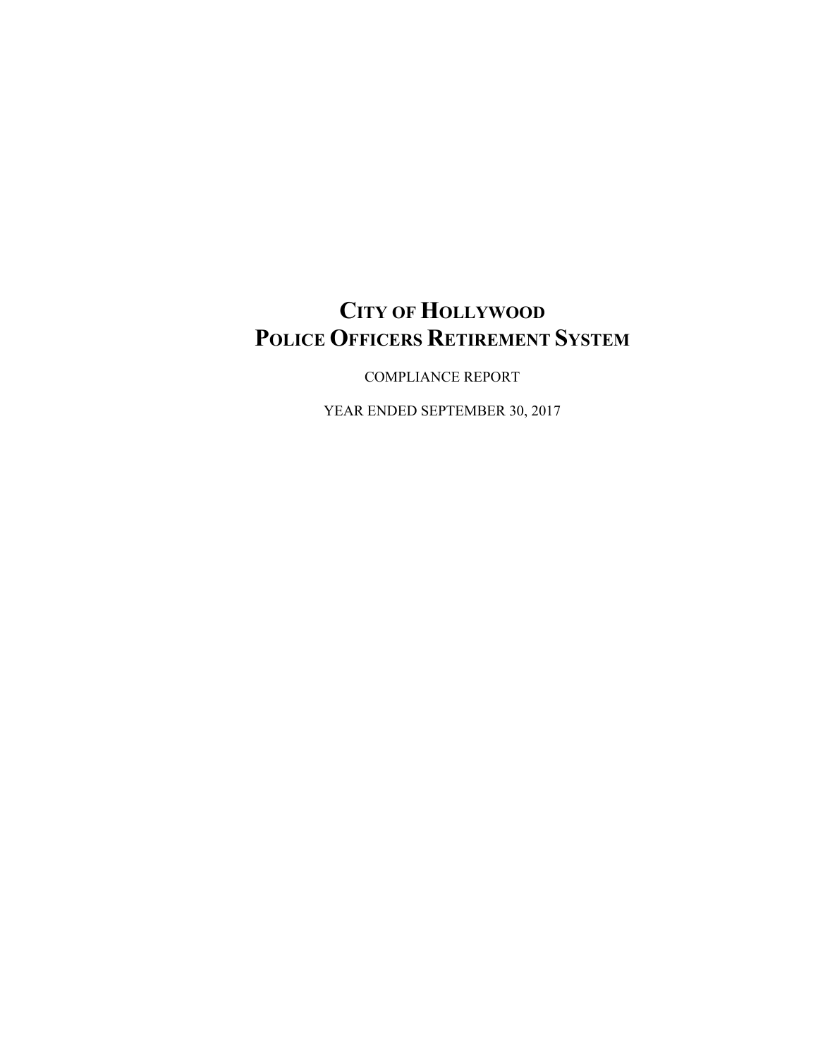# City of Hollywood
# Police Officers Retirement System

COMPLIANCE REPORT

YEAR ENDED SEPTEMBER 30, 2017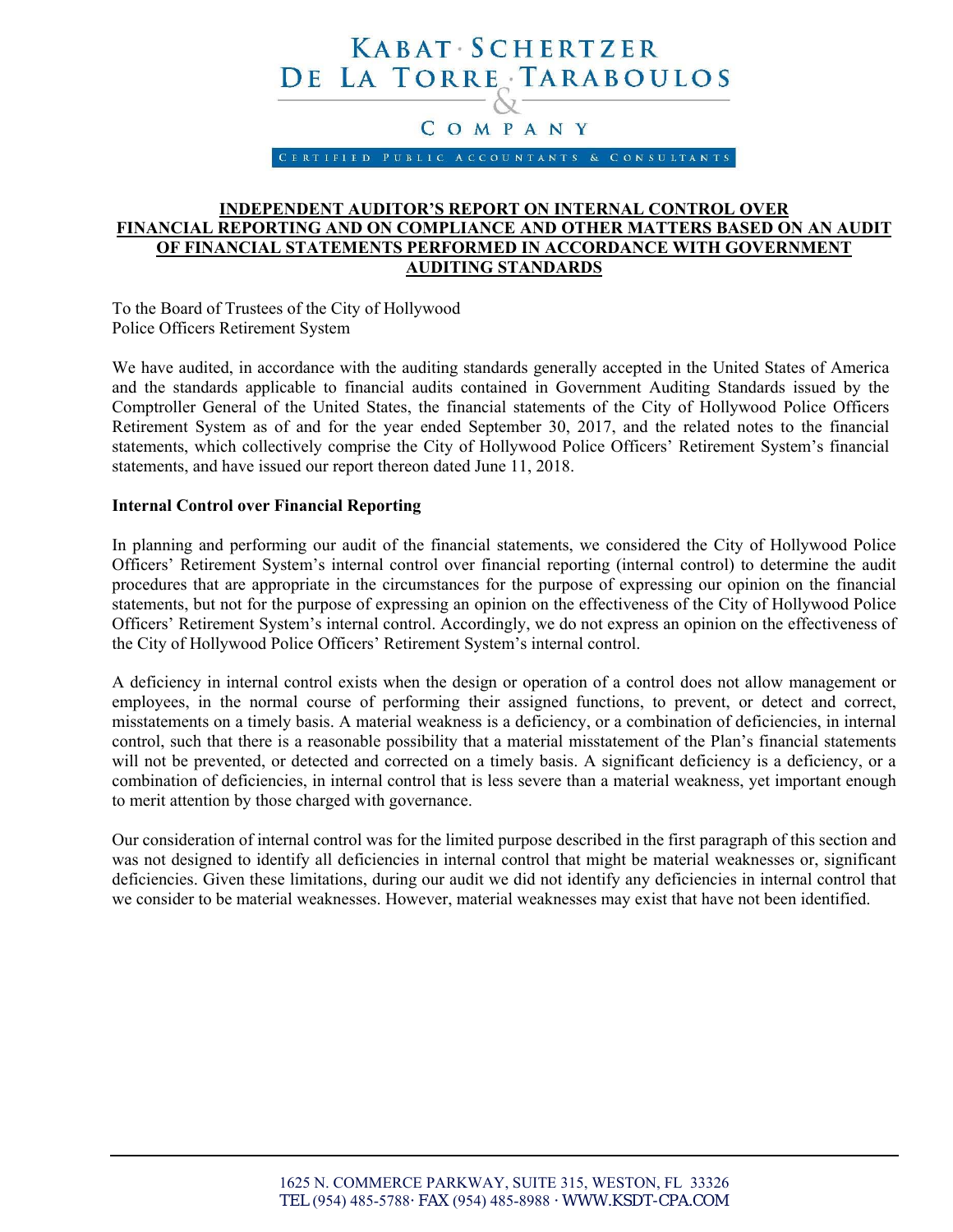**KABAT · SCHERTZER**
**DE LA TORRE · TARABOULOS**
**&**
**COMPANY**

CERTIFIED PUBLIC ACCOUNTANTS & CONSULTANTS

## INDEPENDENT AUDITOR'S REPORT ON INTERNAL CONTROL OVER FINANCIAL REPORTING AND ON COMPLIANCE AND OTHER MATTERS BASED ON AN AUDIT OF FINANCIAL STATEMENTS PERFORMED IN ACCORDANCE WITH GOVERNMENT AUDITING STANDARDS

To the Board of Trustees of the City of Hollywood
Police Officers Retirement System

We have audited, in accordance with the auditing standards generally accepted in the United States of America and the standards applicable to financial audits contained in Government Auditing Standards issued by the Comptroller General of the United States, the financial statements of the City of Hollywood Police Officers Retirement System as of and for the year ended September 30, 2017, and the related notes to the financial statements, which collectively comprise the City of Hollywood Police Officers' Retirement System's financial statements, and have issued our report thereon dated June 11, 2018.

**Internal Control over Financial Reporting**

In planning and performing our audit of the financial statements, we considered the City of Hollywood Police Officers' Retirement System's internal control over financial reporting (internal control) to determine the audit procedures that are appropriate in the circumstances for the purpose of expressing our opinion on the financial statements, but not for the purpose of expressing an opinion on the effectiveness of the City of Hollywood Police Officers' Retirement System's internal control. Accordingly, we do not express an opinion on the effectiveness of the City of Hollywood Police Officers' Retirement System's internal control.

A deficiency in internal control exists when the design or operation of a control does not allow management or employees, in the normal course of performing their assigned functions, to prevent, or detect and correct, misstatements on a timely basis. A material weakness is a deficiency, or a combination of deficiencies, in internal control, such that there is a reasonable possibility that a material misstatement of the Plan's financial statements will not be prevented, or detected and corrected on a timely basis. A significant deficiency is a deficiency, or a combination of deficiencies, in internal control that is less severe than a material weakness, yet important enough to merit attention by those charged with governance.

Our consideration of internal control was for the limited purpose described in the first paragraph of this section and was not designed to identify all deficiencies in internal control that might be material weaknesses or, significant deficiencies. Given these limitations, during our audit we did not identify any deficiencies in internal control that we consider to be material weaknesses. However, material weaknesses may exist that have not been identified.

1625 N. COMMERCE PARKWAY, SUITE 315, WESTON, FL 33326
TEL (954) 485-5788 · FAX (954) 485-8988 · WWW.KSDT-CPA.COM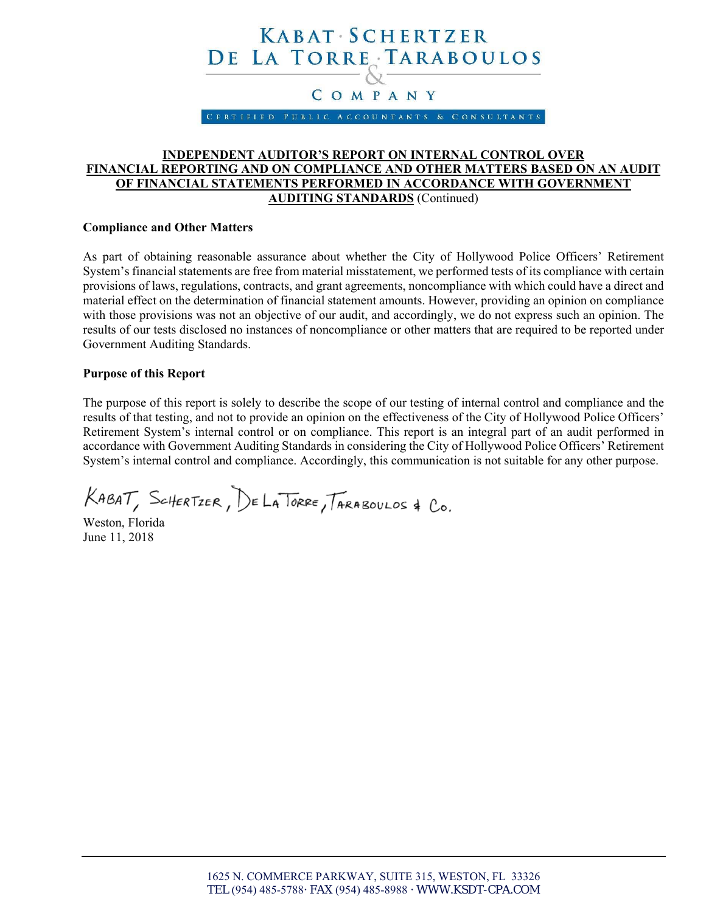KABAT · SCHERTZER
DE LA TORRE · TARABOULOS
&
COMPANY

CERTIFIED PUBLIC ACCOUNTANTS & CONSULTANTS

**INDEPENDENT AUDITOR'S REPORT ON INTERNAL CONTROL OVER FINANCIAL REPORTING AND ON COMPLIANCE AND OTHER MATTERS BASED ON AN AUDIT OF FINANCIAL STATEMENTS PERFORMED IN ACCORDANCE WITH GOVERNMENT AUDITING STANDARDS** (Continued)

**Compliance and Other Matters**

As part of obtaining reasonable assurance about whether the City of Hollywood Police Officers' Retirement System's financial statements are free from material misstatement, we performed tests of its compliance with certain provisions of laws, regulations, contracts, and grant agreements, noncompliance with which could have a direct and material effect on the determination of financial statement amounts. However, providing an opinion on compliance with those provisions was not an objective of our audit, and accordingly, we do not express such an opinion. The results of our tests disclosed no instances of noncompliance or other matters that are required to be reported under Government Auditing Standards.

**Purpose of this Report**

The purpose of this report is solely to describe the scope of our testing of internal control and compliance and the results of that testing, and not to provide an opinion on the effectiveness of the City of Hollywood Police Officers' Retirement System's internal control or on compliance. This report is an integral part of an audit performed in accordance with Government Auditing Standards in considering the City of Hollywood Police Officers' Retirement System's internal control and compliance. Accordingly, this communication is not suitable for any other purpose.

Kabat, Schertzer, De La Torre, Taraboulos & Co.

Weston, Florida
June 11, 2018

1625 N. COMMERCE PARKWAY, SUITE 315, WESTON, FL 33326
TEL (954) 485-5788 · FAX (954) 485-8988 · WWW.KSDT-CPA.COM